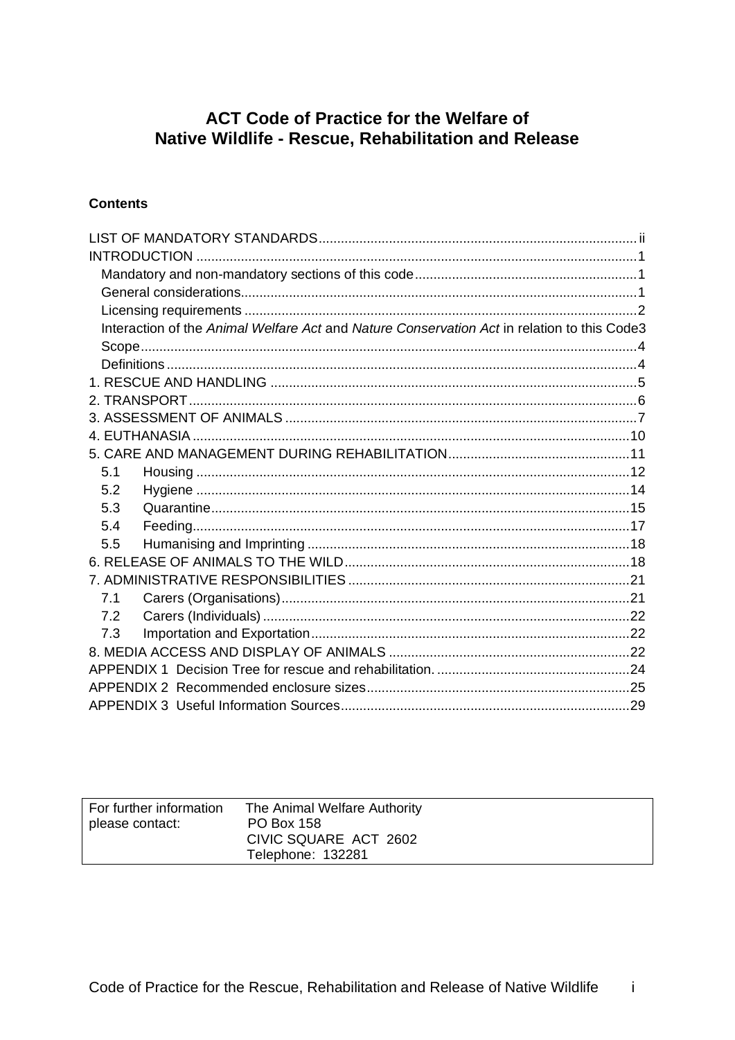# ACT Code of Practice for the Welfare of Native Wildlife - Rescue, Rehabilitation and Release

**Contents**

LIST OF MANDATORY STANDARDS ..... ii
INTRODUCTION ..... 1
- Mandatory and non-mandatory sections of this code ..... 1
- General considerations ..... 1
- Licensing requirements ..... 2
- Interaction of the *Animal Welfare Act* and *Nature Conservation Act* in relation to this Code ..... 3
- Scope ..... 4
- Definitions ..... 4

1. RESCUE AND HANDLING ..... 5
2. TRANSPORT ..... 6
3. ASSESSMENT OF ANIMALS ..... 7
4. EUTHANASIA ..... 10
5. CARE AND MANAGEMENT DURING REHABILITATION ..... 11
   - 5.1 Housing ..... 12
   - 5.2 Hygiene ..... 14
   - 5.3 Quarantine ..... 15
   - 5.4 Feeding ..... 17
   - 5.5 Humanising and Imprinting ..... 18
6. RELEASE OF ANIMALS TO THE WILD ..... 18
7. ADMINISTRATIVE RESPONSIBILITIES ..... 21
   - 7.1 Carers (Organisations) ..... 21
   - 7.2 Carers (Individuals) ..... 22
   - 7.3 Importation and Exportation ..... 22
8. MEDIA ACCESS AND DISPLAY OF ANIMALS ..... 22

APPENDIX 1 Decision Tree for rescue and rehabilitation. ..... 24
APPENDIX 2 Recommended enclosure sizes ..... 25
APPENDIX 3 Useful Information Sources ..... 29

| For further information please contact: | The Animal Welfare Authority<br>PO Box 158<br>CIVIC SQUARE ACT 2602<br>Telephone: 132281 |
|---|---|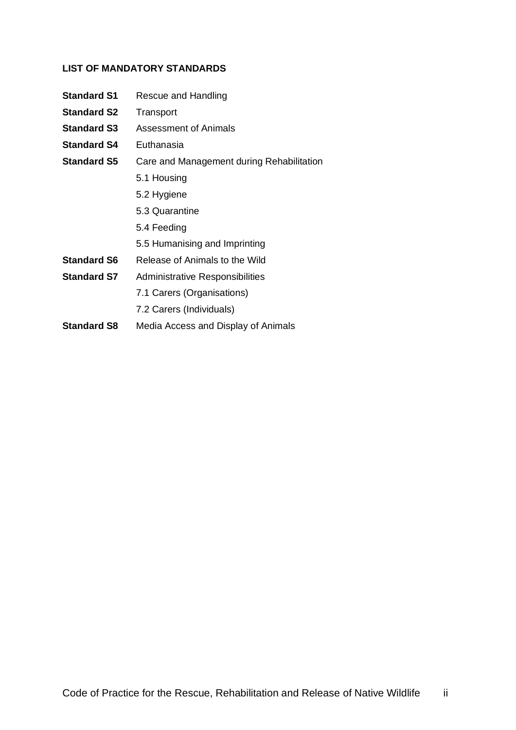## LIST OF MANDATORY STANDARDS

**Standard S1** Rescue and Handling

**Standard S2** Transport

**Standard S3** Assessment of Animals

**Standard S4** Euthanasia

**Standard S5** Care and Management during Rehabilitation

- 5.1 Housing
- 5.2 Hygiene
- 5.3 Quarantine
- 5.4 Feeding
- 5.5 Humanising and Imprinting

**Standard S6** Release of Animals to the Wild

**Standard S7** Administrative Responsibilities

- 7.1 Carers (Organisations)
- 7.2 Carers (Individuals)

**Standard S8** Media Access and Display of Animals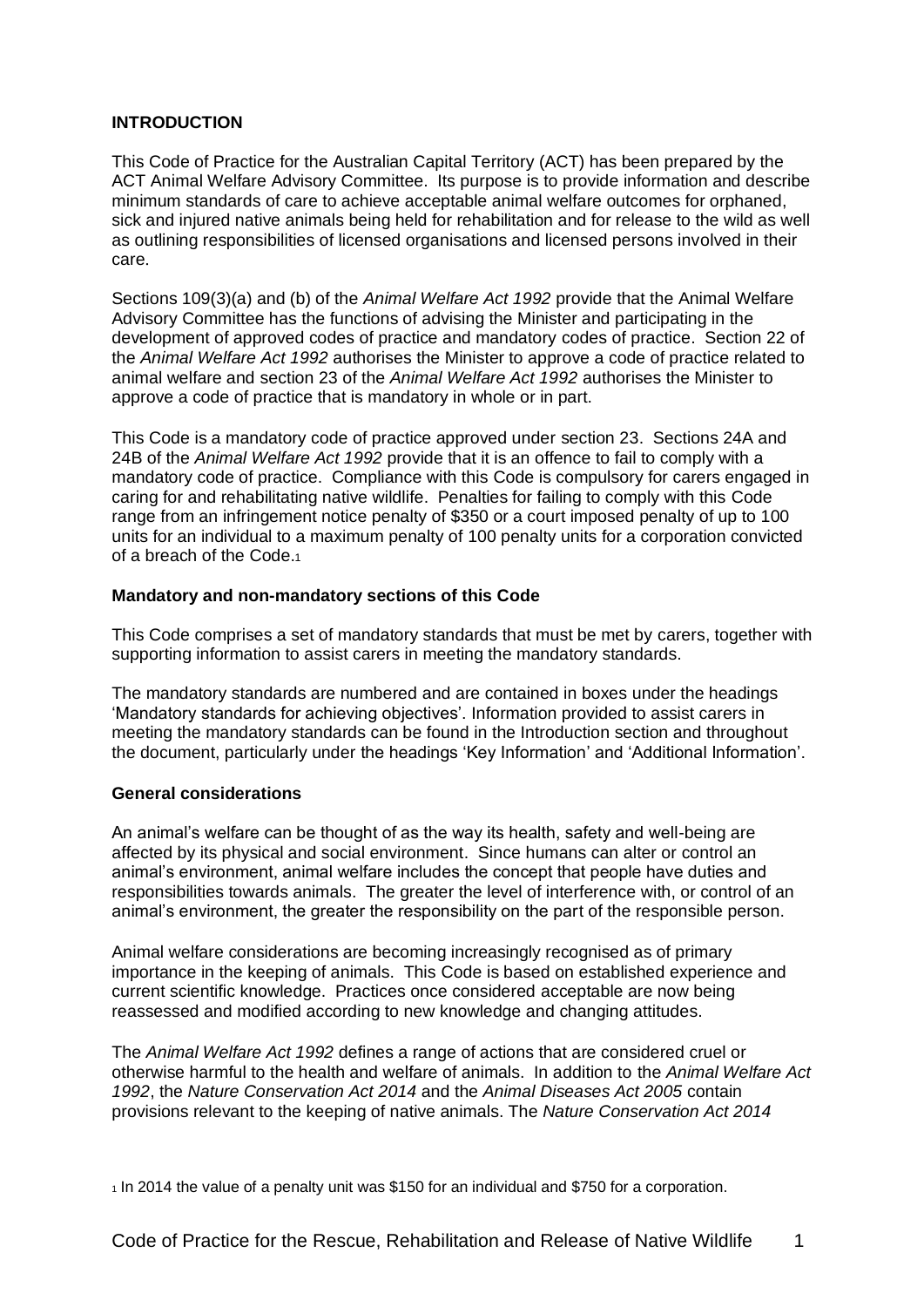## INTRODUCTION

This Code of Practice for the Australian Capital Territory (ACT) has been prepared by the ACT Animal Welfare Advisory Committee. Its purpose is to provide information and describe minimum standards of care to achieve acceptable animal welfare outcomes for orphaned, sick and injured native animals being held for rehabilitation and for release to the wild as well as outlining responsibilities of licensed organisations and licensed persons involved in their care.

Sections 109(3)(a) and (b) of the *Animal Welfare Act 1992* provide that the Animal Welfare Advisory Committee has the functions of advising the Minister and participating in the development of approved codes of practice and mandatory codes of practice. Section 22 of the *Animal Welfare Act 1992* authorises the Minister to approve a code of practice related to animal welfare and section 23 of the *Animal Welfare Act 1992* authorises the Minister to approve a code of practice that is mandatory in whole or in part.

This Code is a mandatory code of practice approved under section 23. Sections 24A and 24B of the *Animal Welfare Act 1992* provide that it is an offence to fail to comply with a mandatory code of practice. Compliance with this Code is compulsory for carers engaged in caring for and rehabilitating native wildlife. Penalties for failing to comply with this Code range from an infringement notice penalty of $350 or a court imposed penalty of up to 100 units for an individual to a maximum penalty of 100 penalty units for a corporation convicted of a breach of the Code.[1]

### Mandatory and non-mandatory sections of this Code

This Code comprises a set of mandatory standards that must be met by carers, together with supporting information to assist carers in meeting the mandatory standards.

The mandatory standards are numbered and are contained in boxes under the headings 'Mandatory standards for achieving objectives'. Information provided to assist carers in meeting the mandatory standards can be found in the Introduction section and throughout the document, particularly under the headings 'Key Information' and 'Additional Information'.

### General considerations

An animal's welfare can be thought of as the way its health, safety and well-being are affected by its physical and social environment. Since humans can alter or control an animal's environment, animal welfare includes the concept that people have duties and responsibilities towards animals. The greater the level of interference with, or control of an animal's environment, the greater the responsibility on the part of the responsible person.

Animal welfare considerations are becoming increasingly recognised as of primary importance in the keeping of animals. This Code is based on established experience and current scientific knowledge. Practices once considered acceptable are now being reassessed and modified according to new knowledge and changing attitudes.

The *Animal Welfare Act 1992* defines a range of actions that are considered cruel or otherwise harmful to the health and welfare of animals. In addition to the *Animal Welfare Act 1992*, the *Nature Conservation Act 2014* and the *Animal Diseases Act 2005* contain provisions relevant to the keeping of native animals. The *Nature Conservation Act 2014*

[1] In 2014 the value of a penalty unit was $150 for an individual and $750 for a corporation.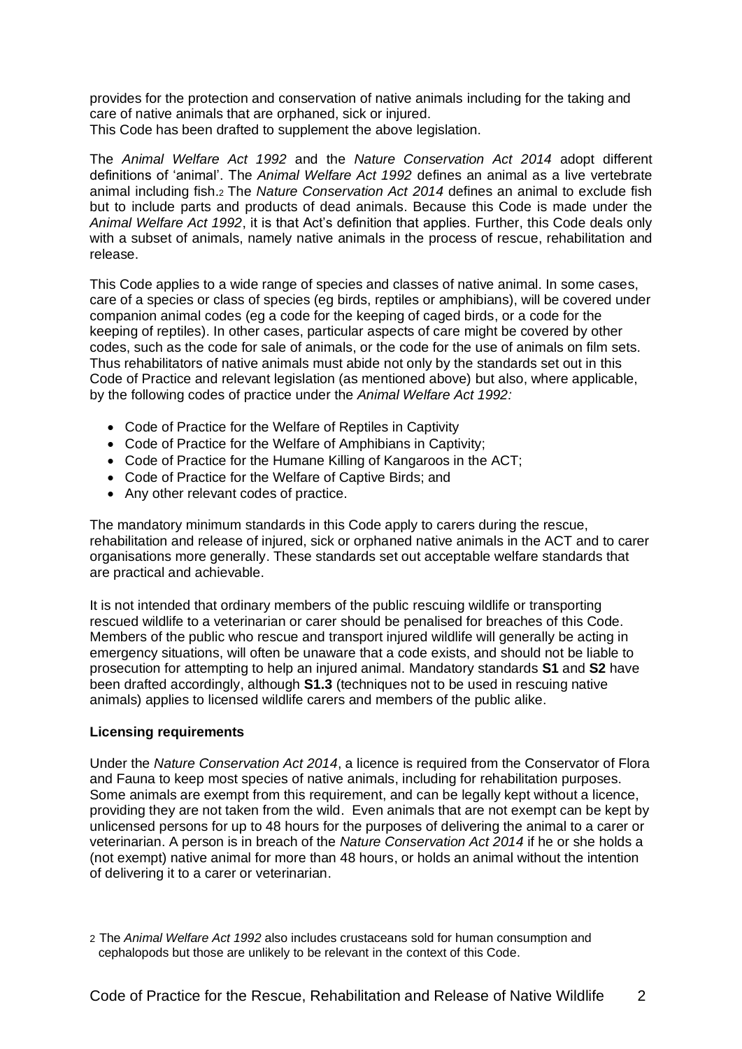provides for the protection and conservation of native animals including for the taking and care of native animals that are orphaned, sick or injured.
This Code has been drafted to supplement the above legislation.

The *Animal Welfare Act 1992* and the *Nature Conservation Act 2014* adopt different definitions of 'animal'. The *Animal Welfare Act 1992* defines an animal as a live vertebrate animal including fish.[2] The *Nature Conservation Act 2014* defines an animal to exclude fish but to include parts and products of dead animals. Because this Code is made under the *Animal Welfare Act 1992*, it is that Act's definition that applies. Further, this Code deals only with a subset of animals, namely native animals in the process of rescue, rehabilitation and release.

This Code applies to a wide range of species and classes of native animal. In some cases, care of a species or class of species (eg birds, reptiles or amphibians), will be covered under companion animal codes (eg a code for the keeping of caged birds, or a code for the keeping of reptiles). In other cases, particular aspects of care might be covered by other codes, such as the code for sale of animals, or the code for the use of animals on film sets. Thus rehabilitators of native animals must abide not only by the standards set out in this Code of Practice and relevant legislation (as mentioned above) but also, where applicable, by the following codes of practice under the *Animal Welfare Act 1992:*

- Code of Practice for the Welfare of Reptiles in Captivity
- Code of Practice for the Welfare of Amphibians in Captivity;
- Code of Practice for the Humane Killing of Kangaroos in the ACT;
- Code of Practice for the Welfare of Captive Birds; and
- Any other relevant codes of practice.

The mandatory minimum standards in this Code apply to carers during the rescue, rehabilitation and release of injured, sick or orphaned native animals in the ACT and to carer organisations more generally. These standards set out acceptable welfare standards that are practical and achievable.

It is not intended that ordinary members of the public rescuing wildlife or transporting rescued wildlife to a veterinarian or carer should be penalised for breaches of this Code. Members of the public who rescue and transport injured wildlife will generally be acting in emergency situations, will often be unaware that a code exists, and should not be liable to prosecution for attempting to help an injured animal. Mandatory standards **S1** and **S2** have been drafted accordingly, although **S1.3** (techniques not to be used in rescuing native animals) applies to licensed wildlife carers and members of the public alike.

**Licensing requirements**

Under the *Nature Conservation Act 2014*, a licence is required from the Conservator of Flora and Fauna to keep most species of native animals, including for rehabilitation purposes. Some animals are exempt from this requirement, and can be legally kept without a licence, providing they are not taken from the wild. Even animals that are not exempt can be kept by unlicensed persons for up to 48 hours for the purposes of delivering the animal to a carer or veterinarian. A person is in breach of the *Nature Conservation Act 2014* if he or she holds a (not exempt) native animal for more than 48 hours, or holds an animal without the intention of delivering it to a carer or veterinarian.

[2] The *Animal Welfare Act 1992* also includes crustaceans sold for human consumption and cephalopods but those are unlikely to be relevant in the context of this Code.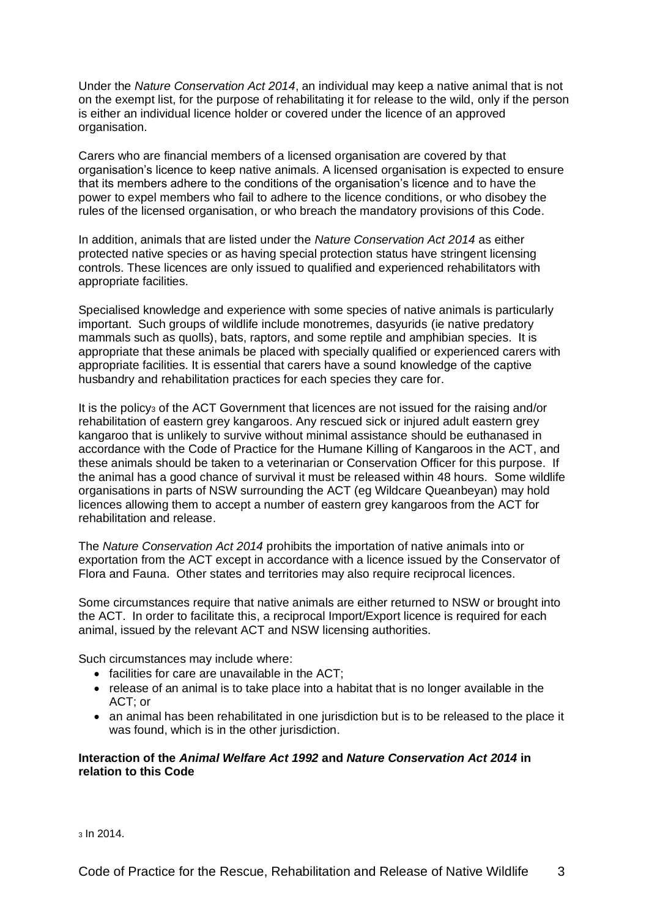Under the *Nature Conservation Act 2014*, an individual may keep a native animal that is not on the exempt list, for the purpose of rehabilitating it for release to the wild, only if the person is either an individual licence holder or covered under the licence of an approved organisation.

Carers who are financial members of a licensed organisation are covered by that organisation's licence to keep native animals. A licensed organisation is expected to ensure that its members adhere to the conditions of the organisation's licence and to have the power to expel members who fail to adhere to the licence conditions, or who disobey the rules of the licensed organisation, or who breach the mandatory provisions of this Code.

In addition, animals that are listed under the *Nature Conservation Act 2014* as either protected native species or as having special protection status have stringent licensing controls. These licences are only issued to qualified and experienced rehabilitators with appropriate facilities.

Specialised knowledge and experience with some species of native animals is particularly important. Such groups of wildlife include monotremes, dasyurids (ie native predatory mammals such as quolls), bats, raptors, and some reptile and amphibian species. It is appropriate that these animals be placed with specially qualified or experienced carers with appropriate facilities. It is essential that carers have a sound knowledge of the captive husbandry and rehabilitation practices for each species they care for.

It is the policy[3] of the ACT Government that licences are not issued for the raising and/or rehabilitation of eastern grey kangaroos. Any rescued sick or injured adult eastern grey kangaroo that is unlikely to survive without minimal assistance should be euthanased in accordance with the Code of Practice for the Humane Killing of Kangaroos in the ACT, and these animals should be taken to a veterinarian or Conservation Officer for this purpose. If the animal has a good chance of survival it must be released within 48 hours. Some wildlife organisations in parts of NSW surrounding the ACT (eg Wildcare Queanbeyan) may hold licences allowing them to accept a number of eastern grey kangaroos from the ACT for rehabilitation and release.

The *Nature Conservation Act 2014* prohibits the importation of native animals into or exportation from the ACT except in accordance with a licence issued by the Conservator of Flora and Fauna. Other states and territories may also require reciprocal licences.

Some circumstances require that native animals are either returned to NSW or brought into the ACT. In order to facilitate this, a reciprocal Import/Export licence is required for each animal, issued by the relevant ACT and NSW licensing authorities.

Such circumstances may include where:

- facilities for care are unavailable in the ACT;
- release of an animal is to take place into a habitat that is no longer available in the ACT; or
- an animal has been rehabilitated in one jurisdiction but is to be released to the place it was found, which is in the other jurisdiction.

**Interaction of the *Animal Welfare Act 1992* and *Nature Conservation Act 2014* in relation to this Code**

[3] In 2014.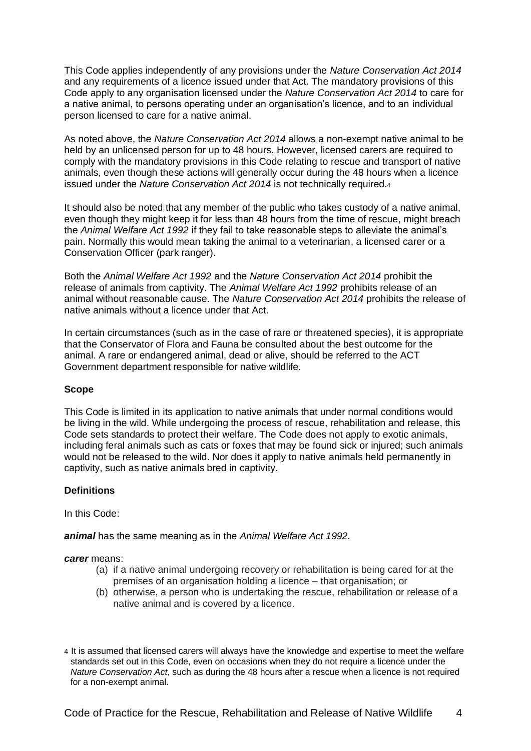This Code applies independently of any provisions under the *Nature Conservation Act 2014* and any requirements of a licence issued under that Act. The mandatory provisions of this Code apply to any organisation licensed under the *Nature Conservation Act 2014* to care for a native animal, to persons operating under an organisation's licence, and to an individual person licensed to care for a native animal.

As noted above, the *Nature Conservation Act 2014* allows a non-exempt native animal to be held by an unlicensed person for up to 48 hours. However, licensed carers are required to comply with the mandatory provisions in this Code relating to rescue and transport of native animals, even though these actions will generally occur during the 48 hours when a licence issued under the *Nature Conservation Act 2014* is not technically required.[4]

It should also be noted that any member of the public who takes custody of a native animal, even though they might keep it for less than 48 hours from the time of rescue, might breach the *Animal Welfare Act 1992* if they fail to take reasonable steps to alleviate the animal's pain. Normally this would mean taking the animal to a veterinarian, a licensed carer or a Conservation Officer (park ranger).

Both the *Animal Welfare Act 1992* and the *Nature Conservation Act 2014* prohibit the release of animals from captivity. The *Animal Welfare Act 1992* prohibits release of an animal without reasonable cause. The *Nature Conservation Act 2014* prohibits the release of native animals without a licence under that Act.

In certain circumstances (such as in the case of rare or threatened species), it is appropriate that the Conservator of Flora and Fauna be consulted about the best outcome for the animal. A rare or endangered animal, dead or alive, should be referred to the ACT Government department responsible for native wildlife.

**Scope**

This Code is limited in its application to native animals that under normal conditions would be living in the wild. While undergoing the process of rescue, rehabilitation and release, this Code sets standards to protect their welfare. The Code does not apply to exotic animals, including feral animals such as cats or foxes that may be found sick or injured; such animals would not be released to the wild. Nor does it apply to native animals held permanently in captivity, such as native animals bred in captivity.

**Definitions**

In this Code:

***animal*** has the same meaning as in the *Animal Welfare Act 1992*.

***carer*** means:

(a) if a native animal undergoing recovery or rehabilitation is being cared for at the premises of an organisation holding a licence – that organisation; or
(b) otherwise, a person who is undertaking the rescue, rehabilitation or release of a native animal and is covered by a licence.

[4] It is assumed that licensed carers will always have the knowledge and expertise to meet the welfare standards set out in this Code, even on occasions when they do not require a licence under the *Nature Conservation Act*, such as during the 48 hours after a rescue when a licence is not required for a non-exempt animal.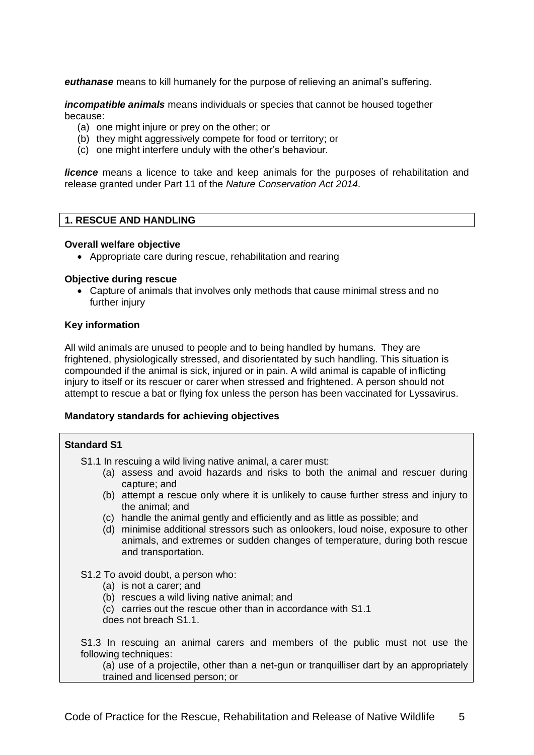***euthanase*** means to kill humanely for the purpose of relieving an animal's suffering.

***incompatible animals*** means individuals or species that cannot be housed together because:

(a) one might injure or prey on the other; or
(b) they might aggressively compete for food or territory; or
(c) one might interfere unduly with the other's behaviour.

***licence*** means a licence to take and keep animals for the purposes of rehabilitation and release granted under Part 11 of the *Nature Conservation Act 2014.*

## 1. RESCUE AND HANDLING

**Overall welfare objective**

- Appropriate care during rescue, rehabilitation and rearing

**Objective during rescue**

- Capture of animals that involves only methods that cause minimal stress and no further injury

**Key information**

All wild animals are unused to people and to being handled by humans. They are frightened, physiologically stressed, and disorientated by such handling. This situation is compounded if the animal is sick, injured or in pain. A wild animal is capable of inflicting injury to itself or its rescuer or carer when stressed and frightened. A person should not attempt to rescue a bat or flying fox unless the person has been vaccinated for Lyssavirus.

**Mandatory standards for achieving objectives**

**Standard S1**

S1.1 In rescuing a wild living native animal, a carer must:

(a) assess and avoid hazards and risks to both the animal and rescuer during capture; and
(b) attempt a rescue only where it is unlikely to cause further stress and injury to the animal; and
(c) handle the animal gently and efficiently and as little as possible; and
(d) minimise additional stressors such as onlookers, loud noise, exposure to other animals, and extremes or sudden changes of temperature, during both rescue and transportation.

S1.2 To avoid doubt, a person who:

(a) is not a carer; and
(b) rescues a wild living native animal; and
(c) carries out the rescue other than in accordance with S1.1

does not breach S1.1.

S1.3 In rescuing an animal carers and members of the public must not use the following techniques:

(a) use of a projectile, other than a net-gun or tranquilliser dart by an appropriately trained and licensed person; or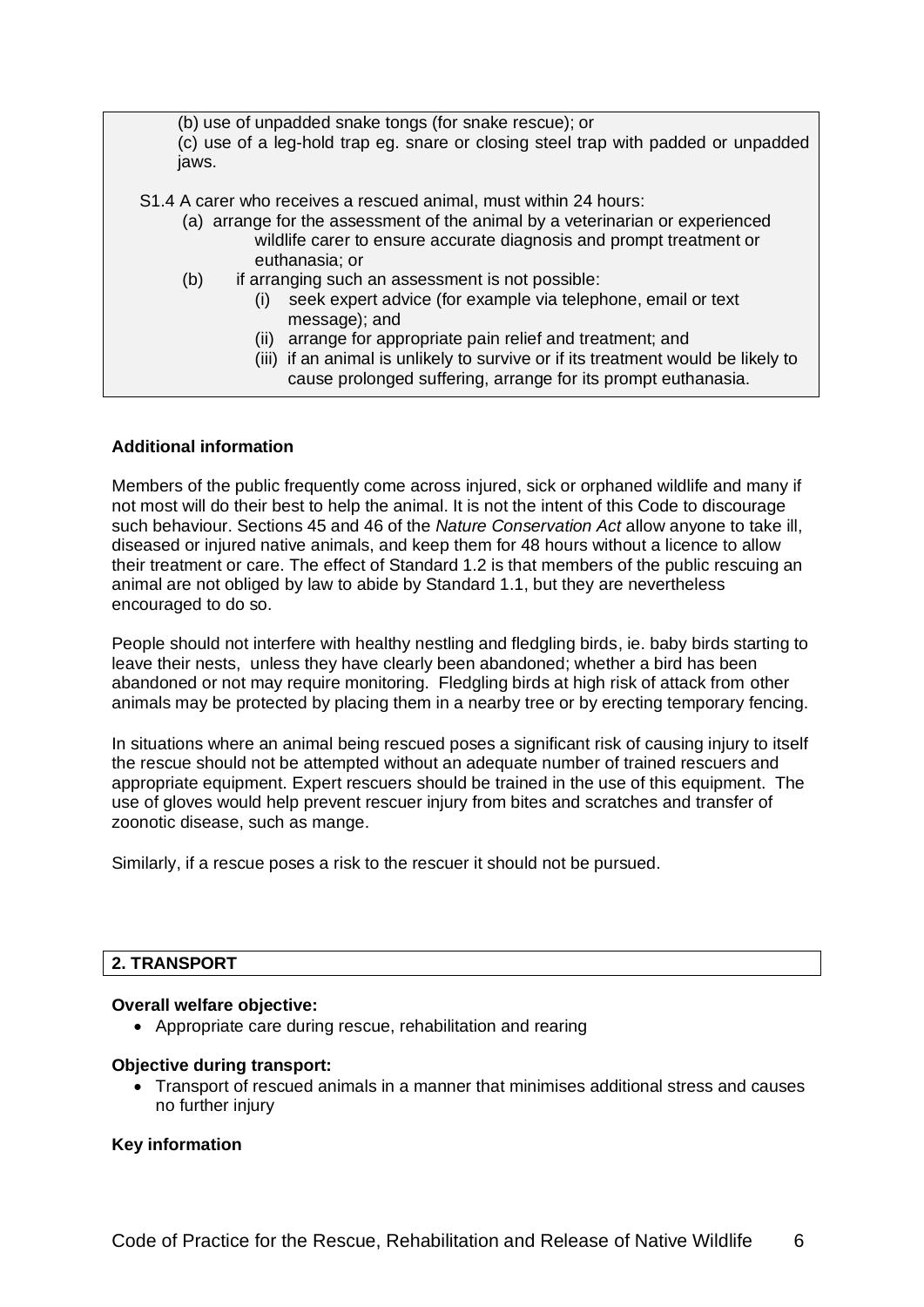(b) use of unpadded snake tongs (for snake rescue); or

(c) use of a leg-hold trap eg. snare or closing steel trap with padded or unpadded jaws.

S1.4 A carer who receives a rescued animal, must within 24 hours:

- (a) arrange for the assessment of the animal by a veterinarian or experienced wildlife carer to ensure accurate diagnosis and prompt treatment or euthanasia; or
- (b) if arranging such an assessment is not possible:
  - (i) seek expert advice (for example via telephone, email or text message); and
  - (ii) arrange for appropriate pain relief and treatment; and
  - (iii) if an animal is unlikely to survive or if its treatment would be likely to cause prolonged suffering, arrange for its prompt euthanasia.

**Additional information**

Members of the public frequently come across injured, sick or orphaned wildlife and many if not most will do their best to help the animal. It is not the intent of this Code to discourage such behaviour. Sections 45 and 46 of the *Nature Conservation Act* allow anyone to take ill, diseased or injured native animals, and keep them for 48 hours without a licence to allow their treatment or care. The effect of Standard 1.2 is that members of the public rescuing an animal are not obliged by law to abide by Standard 1.1, but they are nevertheless encouraged to do so.

People should not interfere with healthy nestling and fledgling birds, ie. baby birds starting to leave their nests, unless they have clearly been abandoned; whether a bird has been abandoned or not may require monitoring. Fledgling birds at high risk of attack from other animals may be protected by placing them in a nearby tree or by erecting temporary fencing.

In situations where an animal being rescued poses a significant risk of causing injury to itself the rescue should not be attempted without an adequate number of trained rescuers and appropriate equipment. Expert rescuers should be trained in the use of this equipment. The use of gloves would help prevent rescuer injury from bites and scratches and transfer of zoonotic disease, such as mange.

Similarly, if a rescue poses a risk to the rescuer it should not be pursued.

## 2. TRANSPORT

**Overall welfare objective:**

- Appropriate care during rescue, rehabilitation and rearing

**Objective during transport:**

- Transport of rescued animals in a manner that minimises additional stress and causes no further injury

**Key information**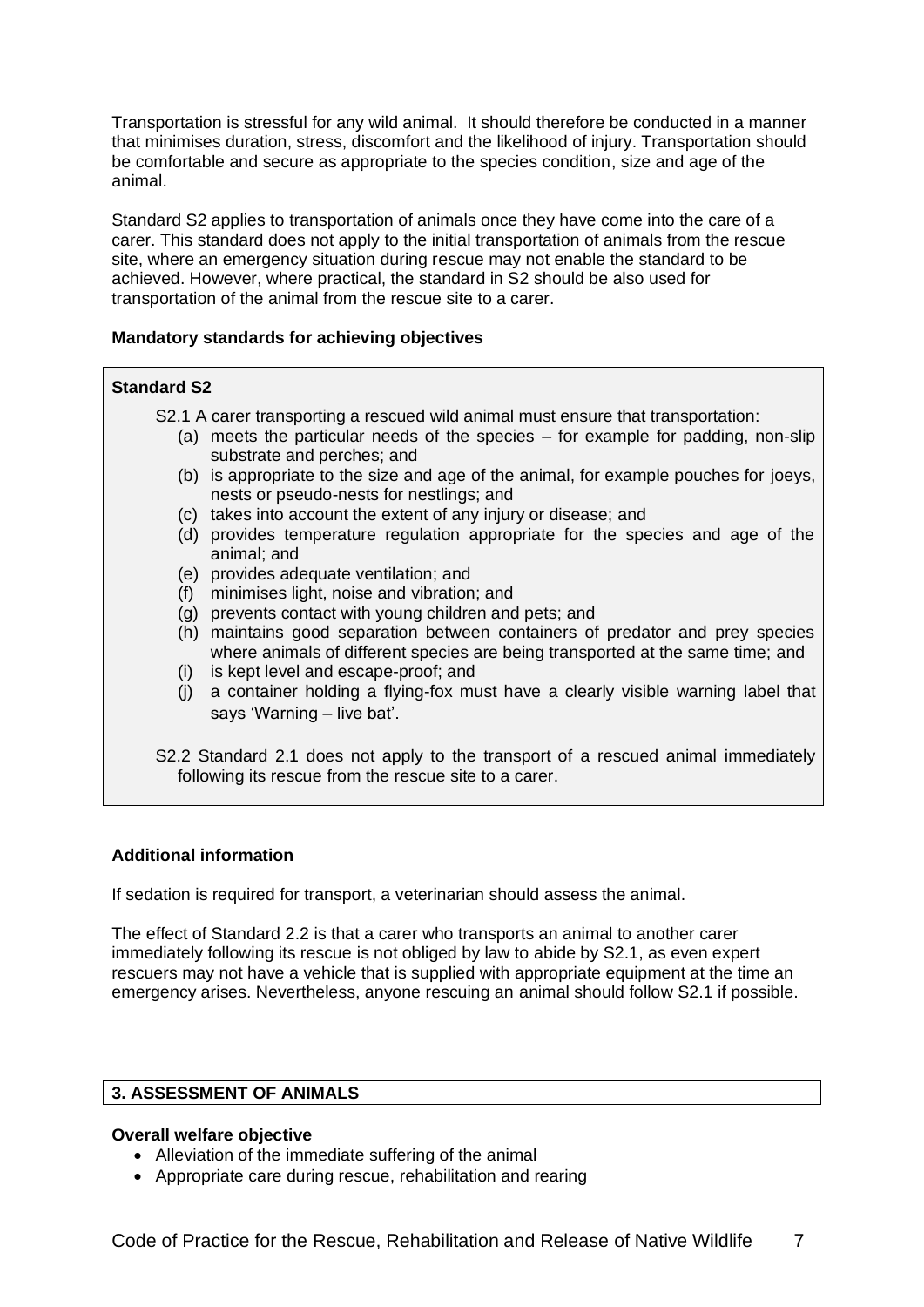Transportation is stressful for any wild animal. It should therefore be conducted in a manner that minimises duration, stress, discomfort and the likelihood of injury. Transportation should be comfortable and secure as appropriate to the species condition, size and age of the animal.

Standard S2 applies to transportation of animals once they have come into the care of a carer. This standard does not apply to the initial transportation of animals from the rescue site, where an emergency situation during rescue may not enable the standard to be achieved. However, where practical, the standard in S2 should be also used for transportation of the animal from the rescue site to a carer.

**Mandatory standards for achieving objectives**

**Standard S2**

S2.1 A carer transporting a rescued wild animal must ensure that transportation:

- (a) meets the particular needs of the species – for example for padding, non-slip substrate and perches; and
- (b) is appropriate to the size and age of the animal, for example pouches for joeys, nests or pseudo-nests for nestlings; and
- (c) takes into account the extent of any injury or disease; and
- (d) provides temperature regulation appropriate for the species and age of the animal; and
- (e) provides adequate ventilation; and
- (f) minimises light, noise and vibration; and
- (g) prevents contact with young children and pets; and
- (h) maintains good separation between containers of predator and prey species where animals of different species are being transported at the same time; and
- (i) is kept level and escape-proof; and
- (j) a container holding a flying-fox must have a clearly visible warning label that says 'Warning – live bat'.

S2.2 Standard 2.1 does not apply to the transport of a rescued animal immediately following its rescue from the rescue site to a carer.

**Additional information**

If sedation is required for transport, a veterinarian should assess the animal.

The effect of Standard 2.2 is that a carer who transports an animal to another carer immediately following its rescue is not obliged by law to abide by S2.1, as even expert rescuers may not have a vehicle that is supplied with appropriate equipment at the time an emergency arises. Nevertheless, anyone rescuing an animal should follow S2.1 if possible.

## 3. ASSESSMENT OF ANIMALS

**Overall welfare objective**

- Alleviation of the immediate suffering of the animal
- Appropriate care during rescue, rehabilitation and rearing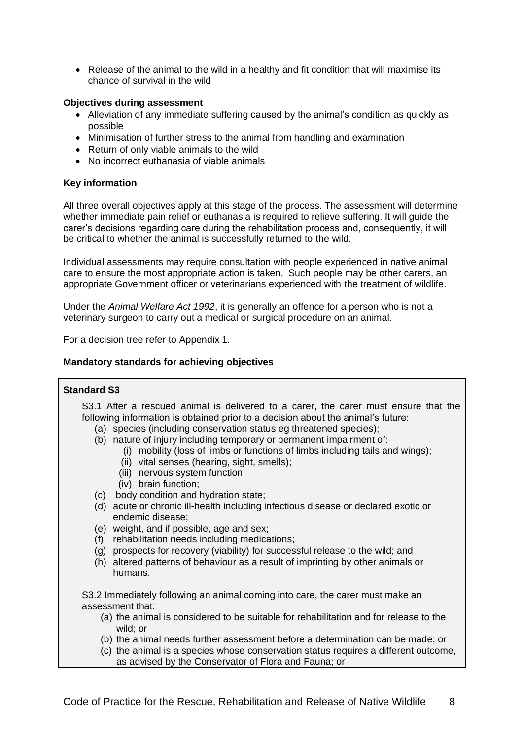- Release of the animal to the wild in a healthy and fit condition that will maximise its chance of survival in the wild

**Objectives during assessment**

- Alleviation of any immediate suffering caused by the animal's condition as quickly as possible
- Minimisation of further stress to the animal from handling and examination
- Return of only viable animals to the wild
- No incorrect euthanasia of viable animals

**Key information**

All three overall objectives apply at this stage of the process. The assessment will determine whether immediate pain relief or euthanasia is required to relieve suffering. It will guide the carer's decisions regarding care during the rehabilitation process and, consequently, it will be critical to whether the animal is successfully returned to the wild.

Individual assessments may require consultation with people experienced in native animal care to ensure the most appropriate action is taken. Such people may be other carers, an appropriate Government officer or veterinarians experienced with the treatment of wildlife.

Under the *Animal Welfare Act 1992*, it is generally an offence for a person who is not a veterinary surgeon to carry out a medical or surgical procedure on an animal.

For a decision tree refer to Appendix 1.

**Mandatory standards for achieving objectives**

**Standard S3**

S3.1 After a rescued animal is delivered to a carer, the carer must ensure that the following information is obtained prior to a decision about the animal's future:

(a) species (including conservation status eg threatened species);
(b) nature of injury including temporary or permanent impairment of:
  (i) mobility (loss of limbs or functions of limbs including tails and wings);
  (ii) vital senses (hearing, sight, smells);
  (iii) nervous system function;
  (iv) brain function;
(c) body condition and hydration state;
(d) acute or chronic ill-health including infectious disease or declared exotic or endemic disease;
(e) weight, and if possible, age and sex;
(f) rehabilitation needs including medications;
(g) prospects for recovery (viability) for successful release to the wild; and
(h) altered patterns of behaviour as a result of imprinting by other animals or humans.

S3.2 Immediately following an animal coming into care, the carer must make an assessment that:

(a) the animal is considered to be suitable for rehabilitation and for release to the wild; or
(b) the animal needs further assessment before a determination can be made; or
(c) the animal is a species whose conservation status requires a different outcome, as advised by the Conservator of Flora and Fauna; or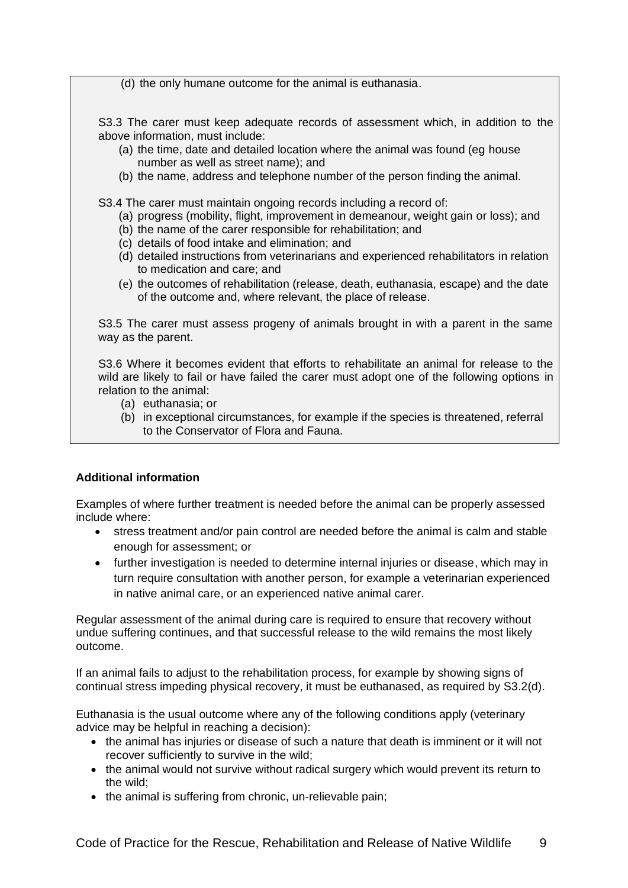(d) the only humane outcome for the animal is euthanasia.

S3.3 The carer must keep adequate records of assessment which, in addition to the above information, must include:

(a) the time, date and detailed location where the animal was found (eg house number as well as street name); and
(b) the name, address and telephone number of the person finding the animal.

S3.4 The carer must maintain ongoing records including a record of:

(a) progress (mobility, flight, improvement in demeanour, weight gain or loss); and
(b) the name of the carer responsible for rehabilitation; and
(c) details of food intake and elimination; and
(d) detailed instructions from veterinarians and experienced rehabilitators in relation to medication and care; and
(e) the outcomes of rehabilitation (release, death, euthanasia, escape) and the date of the outcome and, where relevant, the place of release.

S3.5 The carer must assess progeny of animals brought in with a parent in the same way as the parent.

S3.6 Where it becomes evident that efforts to rehabilitate an animal for release to the wild are likely to fail or have failed the carer must adopt one of the following options in relation to the animal:

(a) euthanasia; or
(b) in exceptional circumstances, for example if the species is threatened, referral to the Conservator of Flora and Fauna.

**Additional information**

Examples of where further treatment is needed before the animal can be properly assessed include where:

- stress treatment and/or pain control are needed before the animal is calm and stable enough for assessment; or
- further investigation is needed to determine internal injuries or disease, which may in turn require consultation with another person, for example a veterinarian experienced in native animal care, or an experienced native animal carer.

Regular assessment of the animal during care is required to ensure that recovery without undue suffering continues, and that successful release to the wild remains the most likely outcome.

If an animal fails to adjust to the rehabilitation process, for example by showing signs of continual stress impeding physical recovery, it must be euthanased, as required by S3.2(d).

Euthanasia is the usual outcome where any of the following conditions apply (veterinary advice may be helpful in reaching a decision):

- the animal has injuries or disease of such a nature that death is imminent or it will not recover sufficiently to survive in the wild;
- the animal would not survive without radical surgery which would prevent its return to the wild;
- the animal is suffering from chronic, un-relievable pain;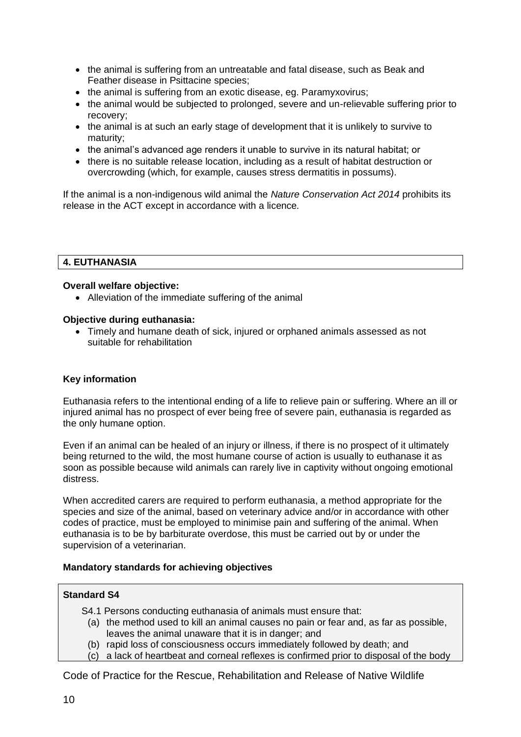- the animal is suffering from an untreatable and fatal disease, such as Beak and Feather disease in Psittacine species;
- the animal is suffering from an exotic disease, eg. Paramyxovirus;
- the animal would be subjected to prolonged, severe and un-relievable suffering prior to recovery;
- the animal is at such an early stage of development that it is unlikely to survive to maturity;
- the animal's advanced age renders it unable to survive in its natural habitat; or
- there is no suitable release location, including as a result of habitat destruction or overcrowding (which, for example, causes stress dermatitis in possums).

If the animal is a non-indigenous wild animal the *Nature Conservation Act 2014* prohibits its release in the ACT except in accordance with a licence.

## 4. EUTHANASIA

**Overall welfare objective:**

- Alleviation of the immediate suffering of the animal

**Objective during euthanasia:**

- Timely and humane death of sick, injured or orphaned animals assessed as not suitable for rehabilitation

**Key information**

Euthanasia refers to the intentional ending of a life to relieve pain or suffering. Where an ill or injured animal has no prospect of ever being free of severe pain, euthanasia is regarded as the only humane option.

Even if an animal can be healed of an injury or illness, if there is no prospect of it ultimately being returned to the wild, the most humane course of action is usually to euthanase it as soon as possible because wild animals can rarely live in captivity without ongoing emotional distress.

When accredited carers are required to perform euthanasia, a method appropriate for the species and size of the animal, based on veterinary advice and/or in accordance with other codes of practice, must be employed to minimise pain and suffering of the animal. When euthanasia is to be by barbiturate overdose, this must be carried out by or under the supervision of a veterinarian.

**Mandatory standards for achieving objectives**

**Standard S4**

S4.1 Persons conducting euthanasia of animals must ensure that:

(a) the method used to kill an animal causes no pain or fear and, as far as possible, leaves the animal unaware that it is in danger; and
(b) rapid loss of consciousness occurs immediately followed by death; and
(c) a lack of heartbeat and corneal reflexes is confirmed prior to disposal of the body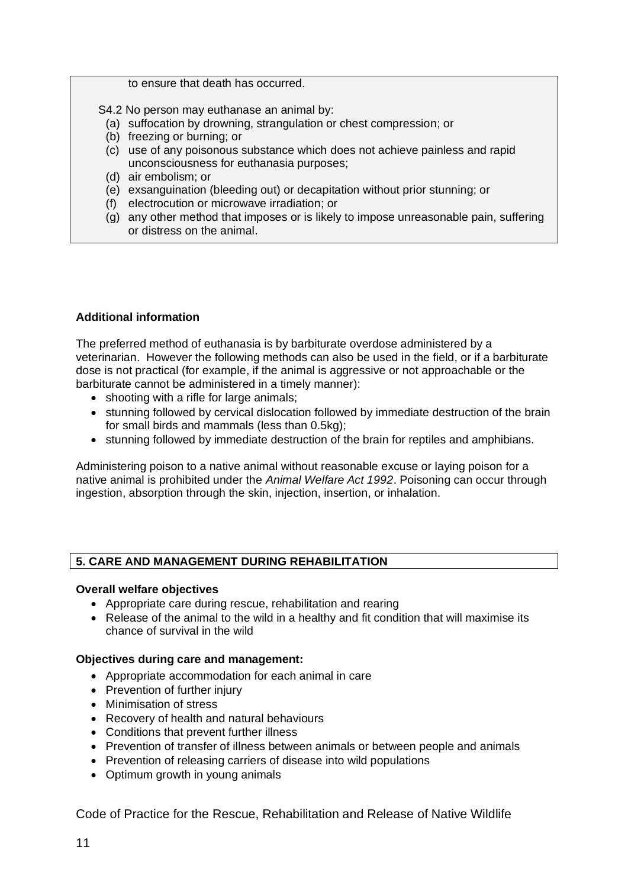to ensure that death has occurred.

S4.2 No person may euthanase an animal by:

(a) suffocation by drowning, strangulation or chest compression; or
(b) freezing or burning; or
(c) use of any poisonous substance which does not achieve painless and rapid unconsciousness for euthanasia purposes;
(d) air embolism; or
(e) exsanguination (bleeding out) or decapitation without prior stunning; or
(f) electrocution or microwave irradiation; or
(g) any other method that imposes or is likely to impose unreasonable pain, suffering or distress on the animal.

**Additional information**

The preferred method of euthanasia is by barbiturate overdose administered by a veterinarian. However the following methods can also be used in the field, or if a barbiturate dose is not practical (for example, if the animal is aggressive or not approachable or the barbiturate cannot be administered in a timely manner):

- shooting with a rifle for large animals;
- stunning followed by cervical dislocation followed by immediate destruction of the brain for small birds and mammals (less than 0.5kg);
- stunning followed by immediate destruction of the brain for reptiles and amphibians.

Administering poison to a native animal without reasonable excuse or laying poison for a native animal is prohibited under the *Animal Welfare Act 1992*. Poisoning can occur through ingestion, absorption through the skin, injection, insertion, or inhalation.

## 5. CARE AND MANAGEMENT DURING REHABILITATION

**Overall welfare objectives**

- Appropriate care during rescue, rehabilitation and rearing
- Release of the animal to the wild in a healthy and fit condition that will maximise its chance of survival in the wild

**Objectives during care and management:**

- Appropriate accommodation for each animal in care
- Prevention of further injury
- Minimisation of stress
- Recovery of health and natural behaviours
- Conditions that prevent further illness
- Prevention of transfer of illness between animals or between people and animals
- Prevention of releasing carriers of disease into wild populations
- Optimum growth in young animals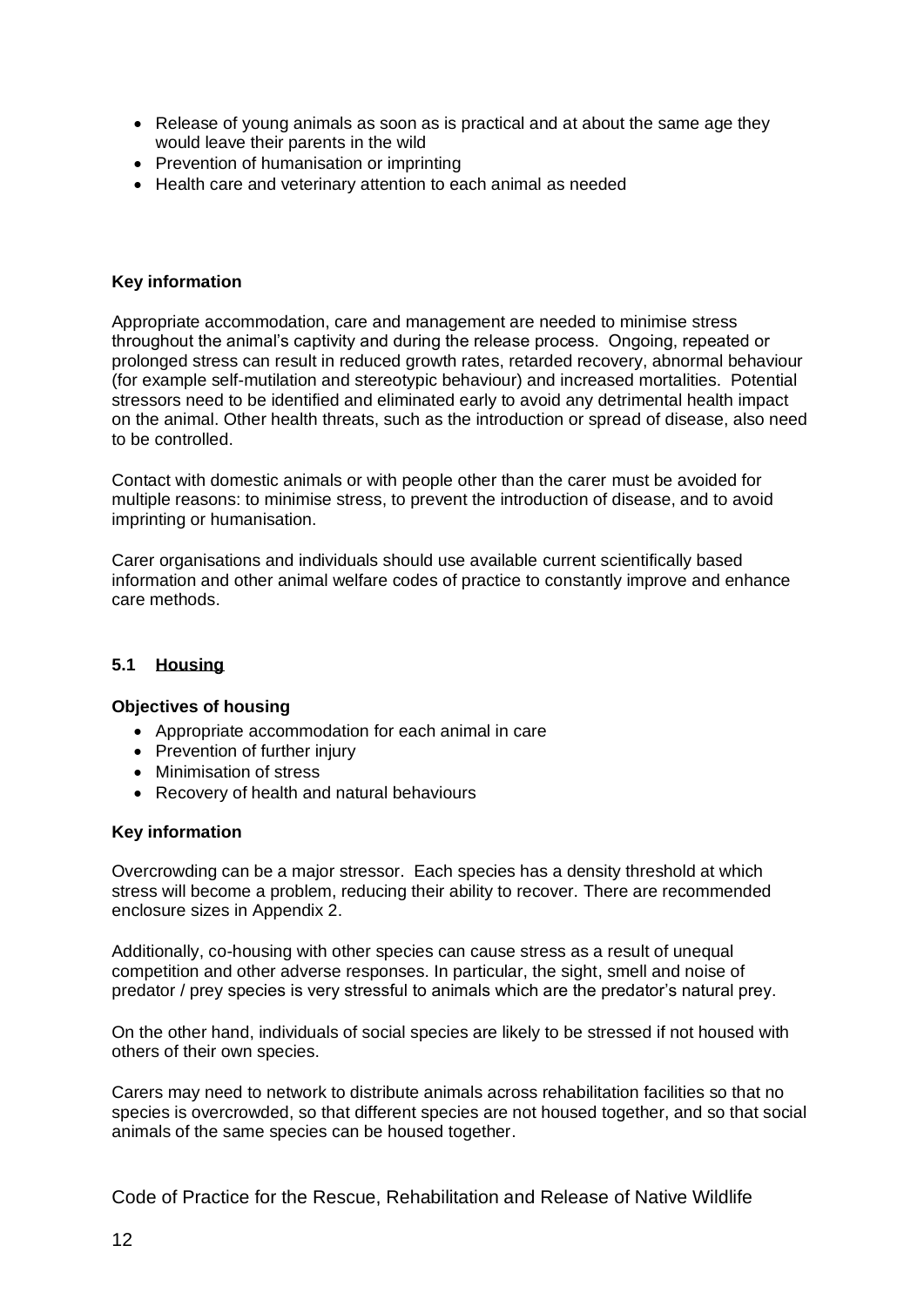- Release of young animals as soon as is practical and at about the same age they would leave their parents in the wild
- Prevention of humanisation or imprinting
- Health care and veterinary attention to each animal as needed

**Key information**

Appropriate accommodation, care and management are needed to minimise stress throughout the animal's captivity and during the release process. Ongoing, repeated or prolonged stress can result in reduced growth rates, retarded recovery, abnormal behaviour (for example self-mutilation and stereotypic behaviour) and increased mortalities. Potential stressors need to be identified and eliminated early to avoid any detrimental health impact on the animal. Other health threats, such as the introduction or spread of disease, also need to be controlled.

Contact with domestic animals or with people other than the carer must be avoided for multiple reasons: to minimise stress, to prevent the introduction of disease, and to avoid imprinting or humanisation.

Carer organisations and individuals should use available current scientifically based information and other animal welfare codes of practice to constantly improve and enhance care methods.

### 5.1 Housing

**Objectives of housing**

- Appropriate accommodation for each animal in care
- Prevention of further injury
- Minimisation of stress
- Recovery of health and natural behaviours

**Key information**

Overcrowding can be a major stressor. Each species has a density threshold at which stress will become a problem, reducing their ability to recover. There are recommended enclosure sizes in Appendix 2.

Additionally, co-housing with other species can cause stress as a result of unequal competition and other adverse responses. In particular, the sight, smell and noise of predator / prey species is very stressful to animals which are the predator's natural prey.

On the other hand, individuals of social species are likely to be stressed if not housed with others of their own species.

Carers may need to network to distribute animals across rehabilitation facilities so that no species is overcrowded, so that different species are not housed together, and so that social animals of the same species can be housed together.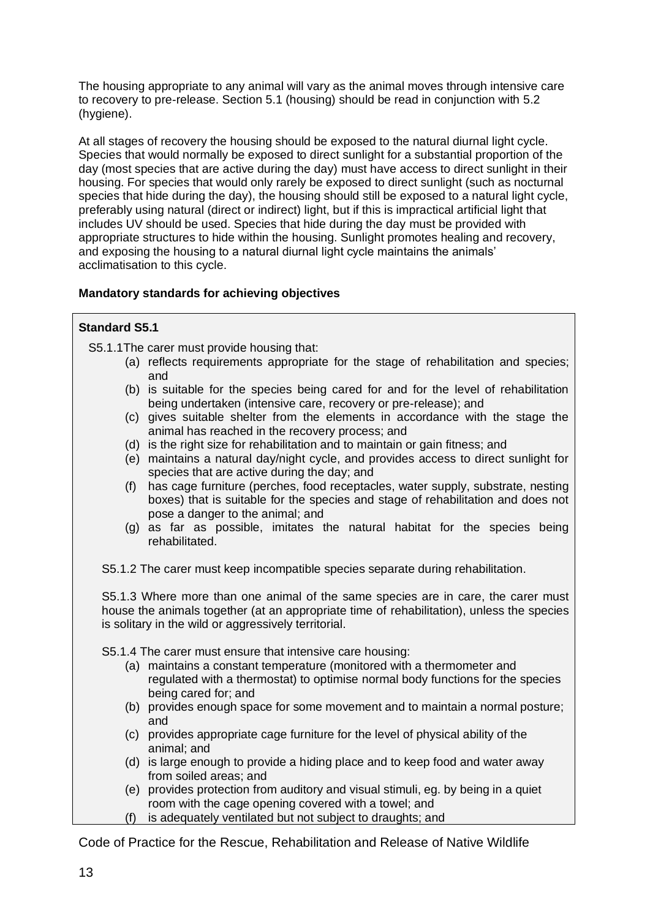The housing appropriate to any animal will vary as the animal moves through intensive care to recovery to pre-release. Section 5.1 (housing) should be read in conjunction with 5.2 (hygiene).

At all stages of recovery the housing should be exposed to the natural diurnal light cycle. Species that would normally be exposed to direct sunlight for a substantial proportion of the day (most species that are active during the day) must have access to direct sunlight in their housing. For species that would only rarely be exposed to direct sunlight (such as nocturnal species that hide during the day), the housing should still be exposed to a natural light cycle, preferably using natural (direct or indirect) light, but if this is impractical artificial light that includes UV should be used. Species that hide during the day must be provided with appropriate structures to hide within the housing. Sunlight promotes healing and recovery, and exposing the housing to a natural diurnal light cycle maintains the animals' acclimatisation to this cycle.

**Mandatory standards for achieving objectives**

**Standard S5.1**

S5.1.1 The carer must provide housing that:

- (a) reflects requirements appropriate for the stage of rehabilitation and species; and
- (b) is suitable for the species being cared for and for the level of rehabilitation being undertaken (intensive care, recovery or pre-release); and
- (c) gives suitable shelter from the elements in accordance with the stage the animal has reached in the recovery process; and
- (d) is the right size for rehabilitation and to maintain or gain fitness; and
- (e) maintains a natural day/night cycle, and provides access to direct sunlight for species that are active during the day; and
- (f) has cage furniture (perches, food receptacles, water supply, substrate, nesting boxes) that is suitable for the species and stage of rehabilitation and does not pose a danger to the animal; and
- (g) as far as possible, imitates the natural habitat for the species being rehabilitated.

S5.1.2 The carer must keep incompatible species separate during rehabilitation.

S5.1.3 Where more than one animal of the same species are in care, the carer must house the animals together (at an appropriate time of rehabilitation), unless the species is solitary in the wild or aggressively territorial.

S5.1.4 The carer must ensure that intensive care housing:

- (a) maintains a constant temperature (monitored with a thermometer and regulated with a thermostat) to optimise normal body functions for the species being cared for; and
- (b) provides enough space for some movement and to maintain a normal posture; and
- (c) provides appropriate cage furniture for the level of physical ability of the animal; and
- (d) is large enough to provide a hiding place and to keep food and water away from soiled areas; and
- (e) provides protection from auditory and visual stimuli, eg. by being in a quiet room with the cage opening covered with a towel; and
- (f) is adequately ventilated but not subject to draughts; and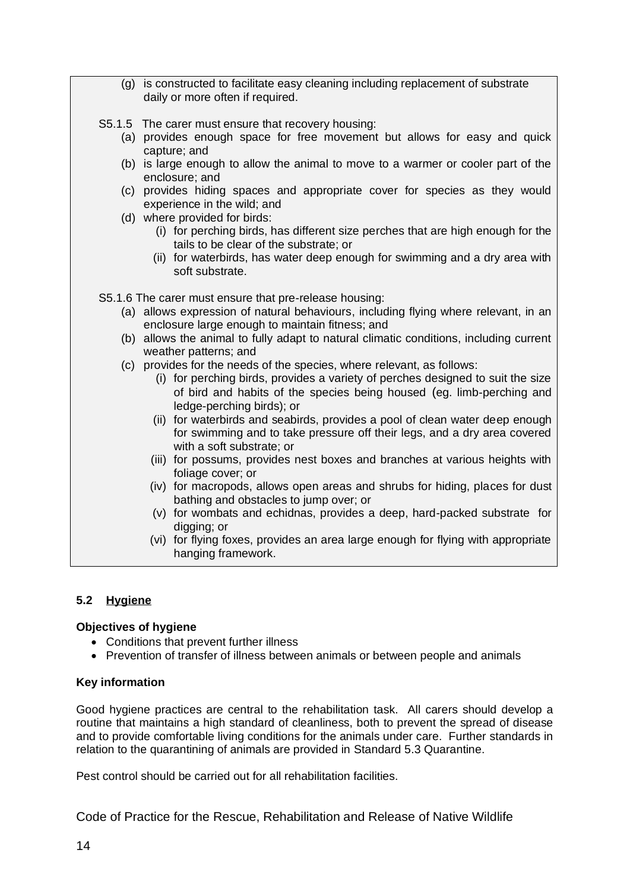(g) is constructed to facilitate easy cleaning including replacement of substrate daily or more often if required.

S5.1.5 The carer must ensure that recovery housing:

(a) provides enough space for free movement but allows for easy and quick capture; and
(b) is large enough to allow the animal to move to a warmer or cooler part of the enclosure; and
(c) provides hiding spaces and appropriate cover for species as they would experience in the wild; and
(d) where provided for birds:
  (i) for perching birds, has different size perches that are high enough for the tails to be clear of the substrate; or
  (ii) for waterbirds, has water deep enough for swimming and a dry area with soft substrate.

S5.1.6 The carer must ensure that pre-release housing:

(a) allows expression of natural behaviours, including flying where relevant, in an enclosure large enough to maintain fitness; and
(b) allows the animal to fully adapt to natural climatic conditions, including current weather patterns; and
(c) provides for the needs of the species, where relevant, as follows:
  (i) for perching birds, provides a variety of perches designed to suit the size of bird and habits of the species being housed (eg. limb-perching and ledge-perching birds); or
  (ii) for waterbirds and seabirds, provides a pool of clean water deep enough for swimming and to take pressure off their legs, and a dry area covered with a soft substrate; or
  (iii) for possums, provides nest boxes and branches at various heights with foliage cover; or
  (iv) for macropods, allows open areas and shrubs for hiding, places for dust bathing and obstacles to jump over; or
  (v) for wombats and echidnas, provides a deep, hard-packed substrate for digging; or
  (vi) for flying foxes, provides an area large enough for flying with appropriate hanging framework.

## 5.2 Hygiene

**Objectives of hygiene**

- Conditions that prevent further illness
- Prevention of transfer of illness between animals or between people and animals

**Key information**

Good hygiene practices are central to the rehabilitation task. All carers should develop a routine that maintains a high standard of cleanliness, both to prevent the spread of disease and to provide comfortable living conditions for the animals under care. Further standards in relation to the quarantining of animals are provided in Standard 5.3 Quarantine.

Pest control should be carried out for all rehabilitation facilities.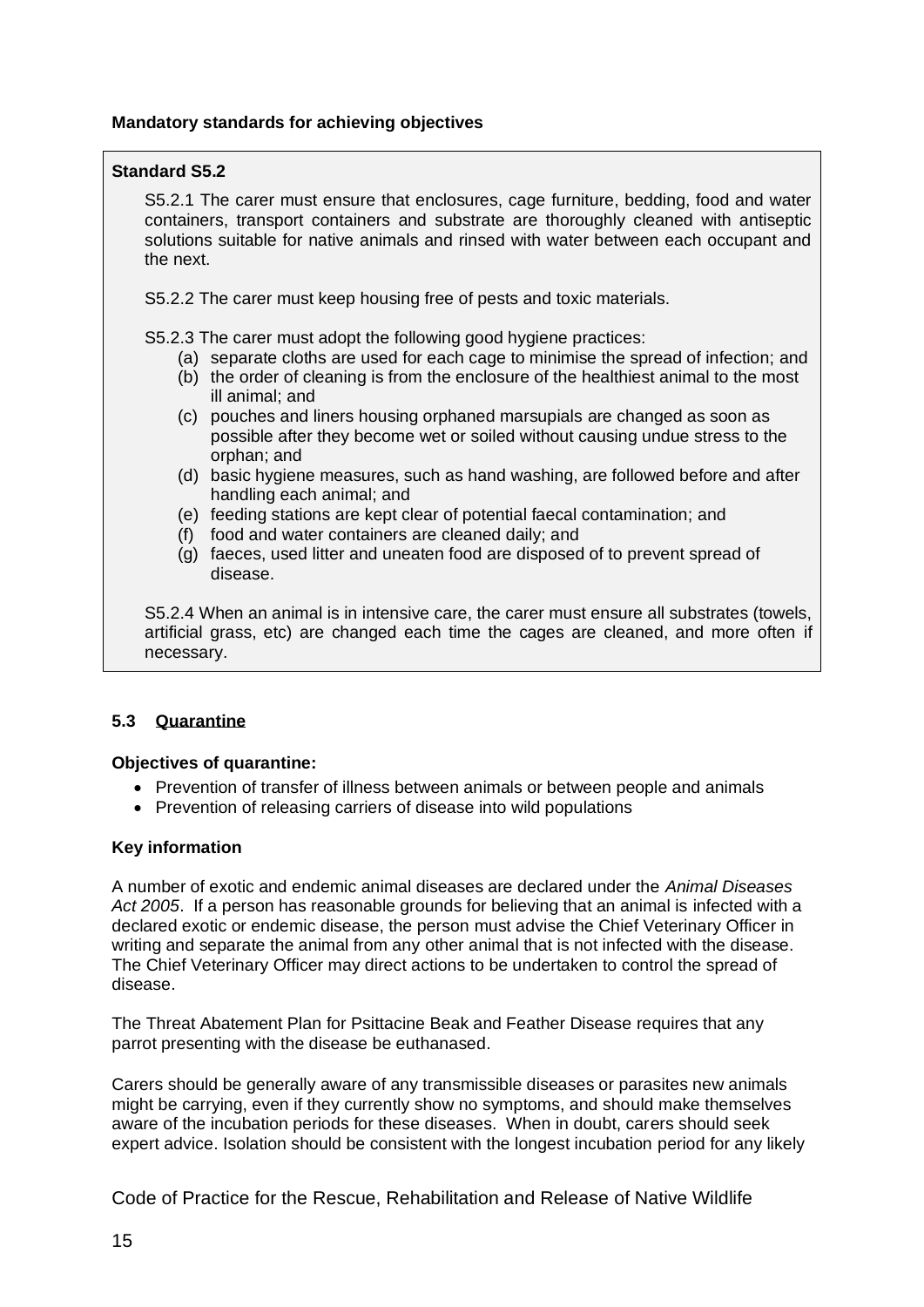**Mandatory standards for achieving objectives**

**Standard S5.2**

S5.2.1 The carer must ensure that enclosures, cage furniture, bedding, food and water containers, transport containers and substrate are thoroughly cleaned with antiseptic solutions suitable for native animals and rinsed with water between each occupant and the next.

S5.2.2 The carer must keep housing free of pests and toxic materials.

S5.2.3 The carer must adopt the following good hygiene practices:

(a) separate cloths are used for each cage to minimise the spread of infection; and
(b) the order of cleaning is from the enclosure of the healthiest animal to the most ill animal; and
(c) pouches and liners housing orphaned marsupials are changed as soon as possible after they become wet or soiled without causing undue stress to the orphan; and
(d) basic hygiene measures, such as hand washing, are followed before and after handling each animal; and
(e) feeding stations are kept clear of potential faecal contamination; and
(f) food and water containers are cleaned daily; and
(g) faeces, used litter and uneaten food are disposed of to prevent spread of disease.

S5.2.4 When an animal is in intensive care, the carer must ensure all substrates (towels, artificial grass, etc) are changed each time the cages are cleaned, and more often if necessary.

## 5.3 Quarantine

**Objectives of quarantine:**

- Prevention of transfer of illness between animals or between people and animals
- Prevention of releasing carriers of disease into wild populations

**Key information**

A number of exotic and endemic animal diseases are declared under the *Animal Diseases Act 2005*. If a person has reasonable grounds for believing that an animal is infected with a declared exotic or endemic disease, the person must advise the Chief Veterinary Officer in writing and separate the animal from any other animal that is not infected with the disease. The Chief Veterinary Officer may direct actions to be undertaken to control the spread of disease.

The Threat Abatement Plan for Psittacine Beak and Feather Disease requires that any parrot presenting with the disease be euthanased.

Carers should be generally aware of any transmissible diseases or parasites new animals might be carrying, even if they currently show no symptoms, and should make themselves aware of the incubation periods for these diseases. When in doubt, carers should seek expert advice. Isolation should be consistent with the longest incubation period for any likely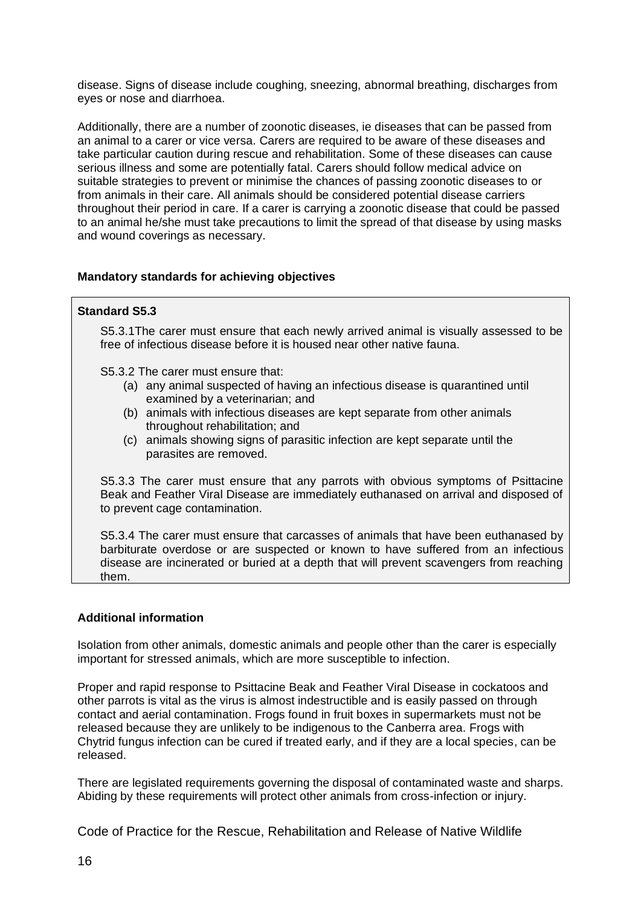disease. Signs of disease include coughing, sneezing, abnormal breathing, discharges from eyes or nose and diarrhoea.

Additionally, there are a number of zoonotic diseases, ie diseases that can be passed from an animal to a carer or vice versa. Carers are required to be aware of these diseases and take particular caution during rescue and rehabilitation. Some of these diseases can cause serious illness and some are potentially fatal. Carers should follow medical advice on suitable strategies to prevent or minimise the chances of passing zoonotic diseases to or from animals in their care. All animals should be considered potential disease carriers throughout their period in care. If a carer is carrying a zoonotic disease that could be passed to an animal he/she must take precautions to limit the spread of that disease by using masks and wound coverings as necessary.

**Mandatory standards for achieving objectives**

**Standard S5.3**

S5.3.1The carer must ensure that each newly arrived animal is visually assessed to be free of infectious disease before it is housed near other native fauna.

S5.3.2 The carer must ensure that:

(a) any animal suspected of having an infectious disease is quarantined until examined by a veterinarian; and
(b) animals with infectious diseases are kept separate from other animals throughout rehabilitation; and
(c) animals showing signs of parasitic infection are kept separate until the parasites are removed.

S5.3.3 The carer must ensure that any parrots with obvious symptoms of Psittacine Beak and Feather Viral Disease are immediately euthanased on arrival and disposed of to prevent cage contamination.

S5.3.4 The carer must ensure that carcasses of animals that have been euthanased by barbiturate overdose or are suspected or known to have suffered from an infectious disease are incinerated or buried at a depth that will prevent scavengers from reaching them.

**Additional information**

Isolation from other animals, domestic animals and people other than the carer is especially important for stressed animals, which are more susceptible to infection.

Proper and rapid response to Psittacine Beak and Feather Viral Disease in cockatoos and other parrots is vital as the virus is almost indestructible and is easily passed on through contact and aerial contamination. Frogs found in fruit boxes in supermarkets must not be released because they are unlikely to be indigenous to the Canberra area. Frogs with Chytrid fungus infection can be cured if treated early, and if they are a local species, can be released.

There are legislated requirements governing the disposal of contaminated waste and sharps. Abiding by these requirements will protect other animals from cross-infection or injury.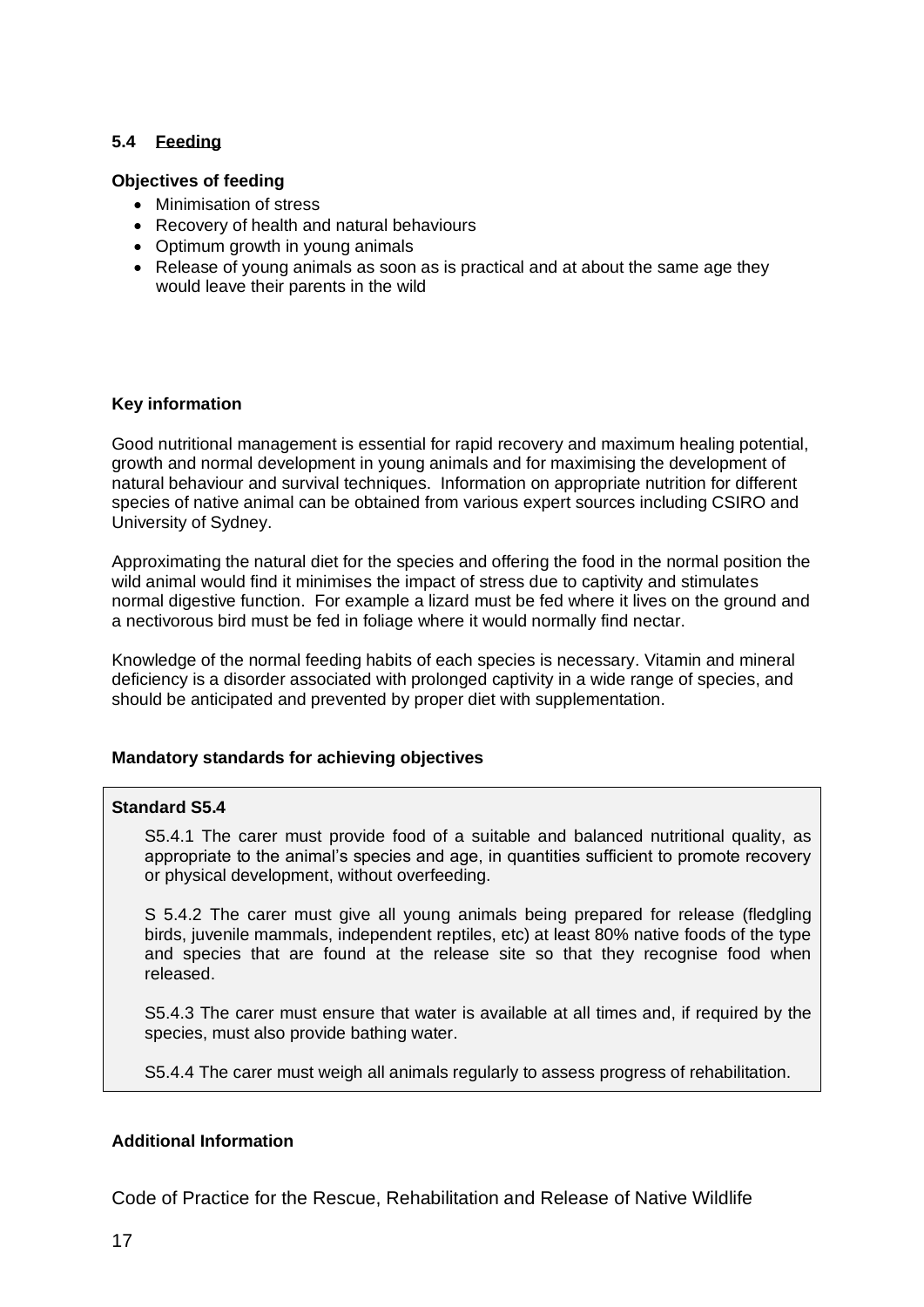### 5.4 Feeding

**Objectives of feeding**

- Minimisation of stress
- Recovery of health and natural behaviours
- Optimum growth in young animals
- Release of young animals as soon as is practical and at about the same age they would leave their parents in the wild

**Key information**

Good nutritional management is essential for rapid recovery and maximum healing potential, growth and normal development in young animals and for maximising the development of natural behaviour and survival techniques. Information on appropriate nutrition for different species of native animal can be obtained from various expert sources including CSIRO and University of Sydney.

Approximating the natural diet for the species and offering the food in the normal position the wild animal would find it minimises the impact of stress due to captivity and stimulates normal digestive function. For example a lizard must be fed where it lives on the ground and a nectivorous bird must be fed in foliage where it would normally find nectar.

Knowledge of the normal feeding habits of each species is necessary. Vitamin and mineral deficiency is a disorder associated with prolonged captivity in a wide range of species, and should be anticipated and prevented by proper diet with supplementation.

**Mandatory standards for achieving objectives**

**Standard S5.4**

S5.4.1 The carer must provide food of a suitable and balanced nutritional quality, as appropriate to the animal's species and age, in quantities sufficient to promote recovery or physical development, without overfeeding.

S 5.4.2 The carer must give all young animals being prepared for release (fledgling birds, juvenile mammals, independent reptiles, etc) at least 80% native foods of the type and species that are found at the release site so that they recognise food when released.

S5.4.3 The carer must ensure that water is available at all times and, if required by the species, must also provide bathing water.

S5.4.4 The carer must weigh all animals regularly to assess progress of rehabilitation.

**Additional Information**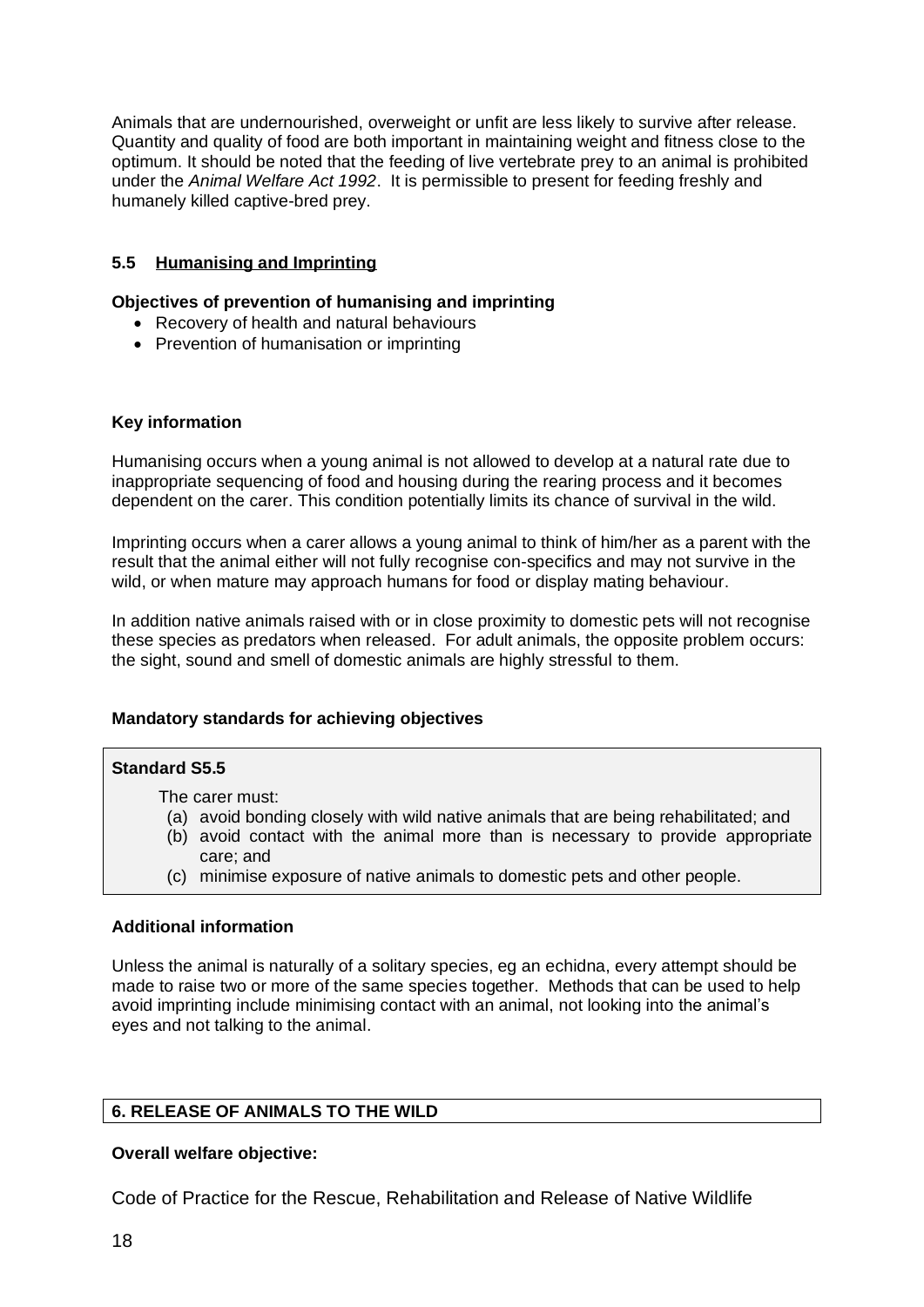Animals that are undernourished, overweight or unfit are less likely to survive after release. Quantity and quality of food are both important in maintaining weight and fitness close to the optimum. It should be noted that the feeding of live vertebrate prey to an animal is prohibited under the *Animal Welfare Act 1992*. It is permissible to present for feeding freshly and humanely killed captive-bred prey.

### 5.5 Humanising and Imprinting

**Objectives of prevention of humanising and imprinting**

- Recovery of health and natural behaviours
- Prevention of humanisation or imprinting

**Key information**

Humanising occurs when a young animal is not allowed to develop at a natural rate due to inappropriate sequencing of food and housing during the rearing process and it becomes dependent on the carer. This condition potentially limits its chance of survival in the wild.

Imprinting occurs when a carer allows a young animal to think of him/her as a parent with the result that the animal either will not fully recognise con-specifics and may not survive in the wild, or when mature may approach humans for food or display mating behaviour.

In addition native animals raised with or in close proximity to domestic pets will not recognise these species as predators when released. For adult animals, the opposite problem occurs: the sight, sound and smell of domestic animals are highly stressful to them.

**Mandatory standards for achieving objectives**

**Standard S5.5**

The carer must:

(a) avoid bonding closely with wild native animals that are being rehabilitated; and
(b) avoid contact with the animal more than is necessary to provide appropriate care; and
(c) minimise exposure of native animals to domestic pets and other people.

**Additional information**

Unless the animal is naturally of a solitary species, eg an echidna, every attempt should be made to raise two or more of the same species together. Methods that can be used to help avoid imprinting include minimising contact with an animal, not looking into the animal's eyes and not talking to the animal.

## 6. RELEASE OF ANIMALS TO THE WILD

**Overall welfare objective:**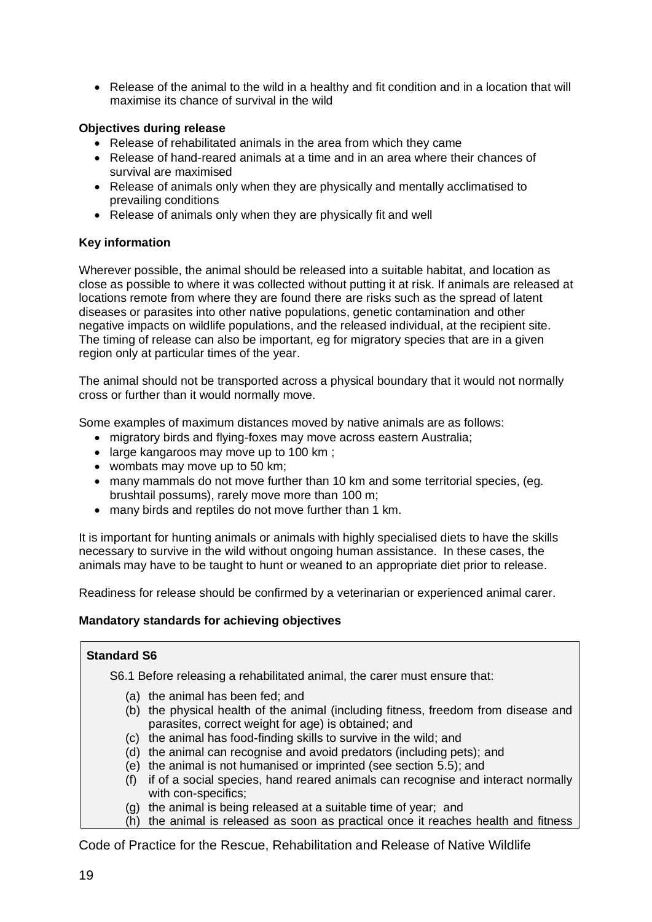- Release of the animal to the wild in a healthy and fit condition and in a location that will maximise its chance of survival in the wild

**Objectives during release**

- Release of rehabilitated animals in the area from which they came
- Release of hand-reared animals at a time and in an area where their chances of survival are maximised
- Release of animals only when they are physically and mentally acclimatised to prevailing conditions
- Release of animals only when they are physically fit and well

**Key information**

Wherever possible, the animal should be released into a suitable habitat, and location as close as possible to where it was collected without putting it at risk. If animals are released at locations remote from where they are found there are risks such as the spread of latent diseases or parasites into other native populations, genetic contamination and other negative impacts on wildlife populations, and the released individual, at the recipient site. The timing of release can also be important, eg for migratory species that are in a given region only at particular times of the year.

The animal should not be transported across a physical boundary that it would not normally cross or further than it would normally move.

Some examples of maximum distances moved by native animals are as follows:

- migratory birds and flying-foxes may move across eastern Australia;
- large kangaroos may move up to 100 km ;
- wombats may move up to 50 km;
- many mammals do not move further than 10 km and some territorial species, (eg. brushtail possums), rarely move more than 100 m;
- many birds and reptiles do not move further than 1 km.

It is important for hunting animals or animals with highly specialised diets to have the skills necessary to survive in the wild without ongoing human assistance. In these cases, the animals may have to be taught to hunt or weaned to an appropriate diet prior to release.

Readiness for release should be confirmed by a veterinarian or experienced animal carer.

**Mandatory standards for achieving objectives**

**Standard S6**

S6.1 Before releasing a rehabilitated animal, the carer must ensure that:

(a) the animal has been fed; and
(b) the physical health of the animal (including fitness, freedom from disease and parasites, correct weight for age) is obtained; and
(c) the animal has food-finding skills to survive in the wild; and
(d) the animal can recognise and avoid predators (including pets); and
(e) the animal is not humanised or imprinted (see section 5.5); and
(f) if of a social species, hand reared animals can recognise and interact normally with con-specifics;
(g) the animal is being released at a suitable time of year; and
(h) the animal is released as soon as practical once it reaches health and fitness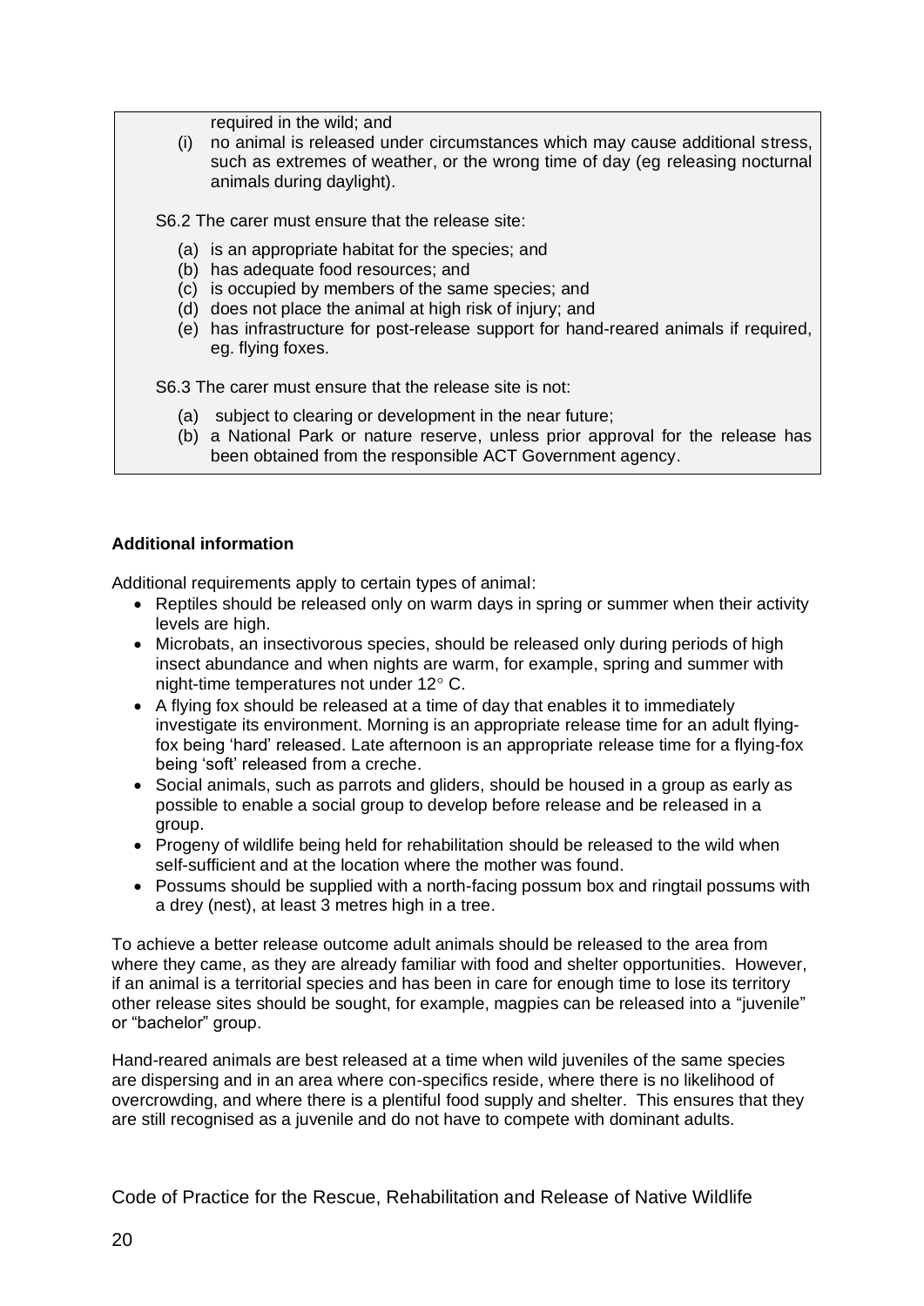required in the wild; and

(i) no animal is released under circumstances which may cause additional stress, such as extremes of weather, or the wrong time of day (eg releasing nocturnal animals during daylight).

S6.2 The carer must ensure that the release site:

(a) is an appropriate habitat for the species; and
(b) has adequate food resources; and
(c) is occupied by members of the same species; and
(d) does not place the animal at high risk of injury; and
(e) has infrastructure for post-release support for hand-reared animals if required, eg. flying foxes.

S6.3 The carer must ensure that the release site is not:

(a) subject to clearing or development in the near future;
(b) a National Park or nature reserve, unless prior approval for the release has been obtained from the responsible ACT Government agency.

**Additional information**

Additional requirements apply to certain types of animal:

- Reptiles should be released only on warm days in spring or summer when their activity levels are high.
- Microbats, an insectivorous species, should be released only during periods of high insect abundance and when nights are warm, for example, spring and summer with night-time temperatures not under 12° C.
- A flying fox should be released at a time of day that enables it to immediately investigate its environment. Morning is an appropriate release time for an adult flying-fox being 'hard' released. Late afternoon is an appropriate release time for a flying-fox being 'soft' released from a creche.
- Social animals, such as parrots and gliders, should be housed in a group as early as possible to enable a social group to develop before release and be released in a group.
- Progeny of wildlife being held for rehabilitation should be released to the wild when self-sufficient and at the location where the mother was found.
- Possums should be supplied with a north-facing possum box and ringtail possums with a drey (nest), at least 3 metres high in a tree.

To achieve a better release outcome adult animals should be released to the area from where they came, as they are already familiar with food and shelter opportunities. However, if an animal is a territorial species and has been in care for enough time to lose its territory other release sites should be sought, for example, magpies can be released into a "juvenile" or "bachelor" group.

Hand-reared animals are best released at a time when wild juveniles of the same species are dispersing and in an area where con-specifics reside, where there is no likelihood of overcrowding, and where there is a plentiful food supply and shelter. This ensures that they are still recognised as a juvenile and do not have to compete with dominant adults.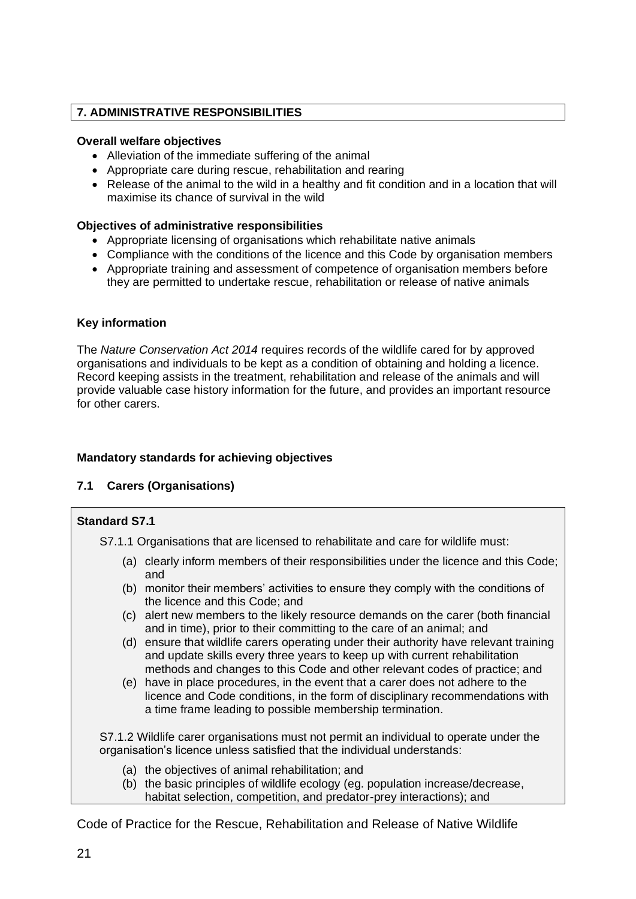## 7. ADMINISTRATIVE RESPONSIBILITIES

**Overall welfare objectives**

- Alleviation of the immediate suffering of the animal
- Appropriate care during rescue, rehabilitation and rearing
- Release of the animal to the wild in a healthy and fit condition and in a location that will maximise its chance of survival in the wild

**Objectives of administrative responsibilities**

- Appropriate licensing of organisations which rehabilitate native animals
- Compliance with the conditions of the licence and this Code by organisation members
- Appropriate training and assessment of competence of organisation members before they are permitted to undertake rescue, rehabilitation or release of native animals

**Key information**

The *Nature Conservation Act 2014* requires records of the wildlife cared for by approved organisations and individuals to be kept as a condition of obtaining and holding a licence. Record keeping assists in the treatment, rehabilitation and release of the animals and will provide valuable case history information for the future, and provides an important resource for other carers.

**Mandatory standards for achieving objectives**

### 7.1 Carers (Organisations)

**Standard S7.1**

S7.1.1 Organisations that are licensed to rehabilitate and care for wildlife must:

(a) clearly inform members of their responsibilities under the licence and this Code; and
(b) monitor their members' activities to ensure they comply with the conditions of the licence and this Code; and
(c) alert new members to the likely resource demands on the carer (both financial and in time), prior to their committing to the care of an animal; and
(d) ensure that wildlife carers operating under their authority have relevant training and update skills every three years to keep up with current rehabilitation methods and changes to this Code and other relevant codes of practice; and
(e) have in place procedures, in the event that a carer does not adhere to the licence and Code conditions, in the form of disciplinary recommendations with a time frame leading to possible membership termination.

S7.1.2 Wildlife carer organisations must not permit an individual to operate under the organisation's licence unless satisfied that the individual understands:

(a) the objectives of animal rehabilitation; and
(b) the basic principles of wildlife ecology (eg. population increase/decrease, habitat selection, competition, and predator-prey interactions); and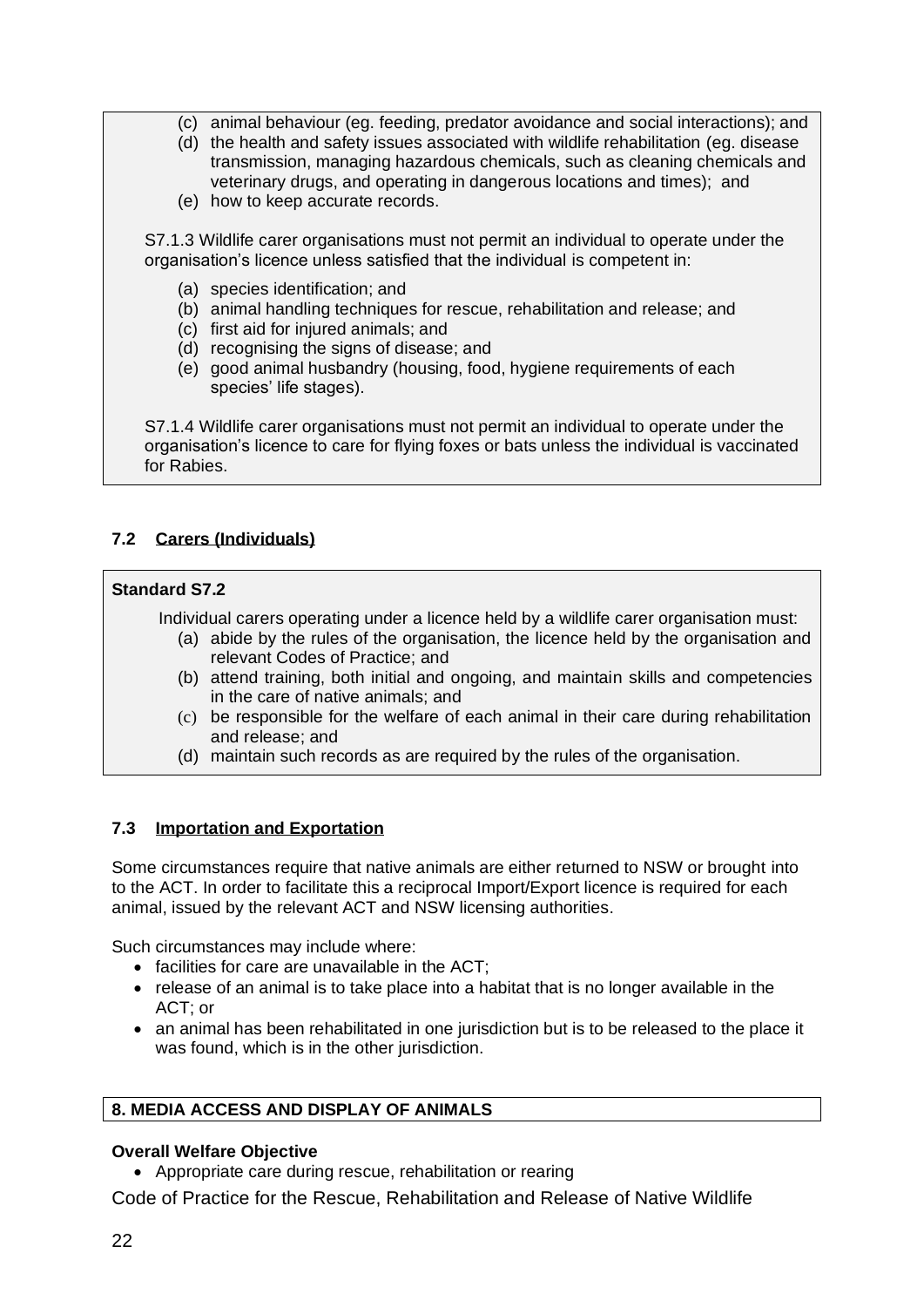(c) animal behaviour (eg. feeding, predator avoidance and social interactions); and
(d) the health and safety issues associated with wildlife rehabilitation (eg. disease transmission, managing hazardous chemicals, such as cleaning chemicals and veterinary drugs, and operating in dangerous locations and times); and
(e) how to keep accurate records.

S7.1.3 Wildlife carer organisations must not permit an individual to operate under the organisation's licence unless satisfied that the individual is competent in:

(a) species identification; and
(b) animal handling techniques for rescue, rehabilitation and release; and
(c) first aid for injured animals; and
(d) recognising the signs of disease; and
(e) good animal husbandry (housing, food, hygiene requirements of each species' life stages).

S7.1.4 Wildlife carer organisations must not permit an individual to operate under the organisation's licence to care for flying foxes or bats unless the individual is vaccinated for Rabies.

### 7.2 Carers (Individuals)

**Standard S7.2**

Individual carers operating under a licence held by a wildlife carer organisation must:

(a) abide by the rules of the organisation, the licence held by the organisation and relevant Codes of Practice; and
(b) attend training, both initial and ongoing, and maintain skills and competencies in the care of native animals; and
(c) be responsible for the welfare of each animal in their care during rehabilitation and release; and
(d) maintain such records as are required by the rules of the organisation.

### 7.3 Importation and Exportation

Some circumstances require that native animals are either returned to NSW or brought into to the ACT. In order to facilitate this a reciprocal Import/Export licence is required for each animal, issued by the relevant ACT and NSW licensing authorities.

Such circumstances may include where:

- facilities for care are unavailable in the ACT;
- release of an animal is to take place into a habitat that is no longer available in the ACT; or
- an animal has been rehabilitated in one jurisdiction but is to be released to the place it was found, which is in the other jurisdiction.

## 8. MEDIA ACCESS AND DISPLAY OF ANIMALS

**Overall Welfare Objective**

- Appropriate care during rescue, rehabilitation or rearing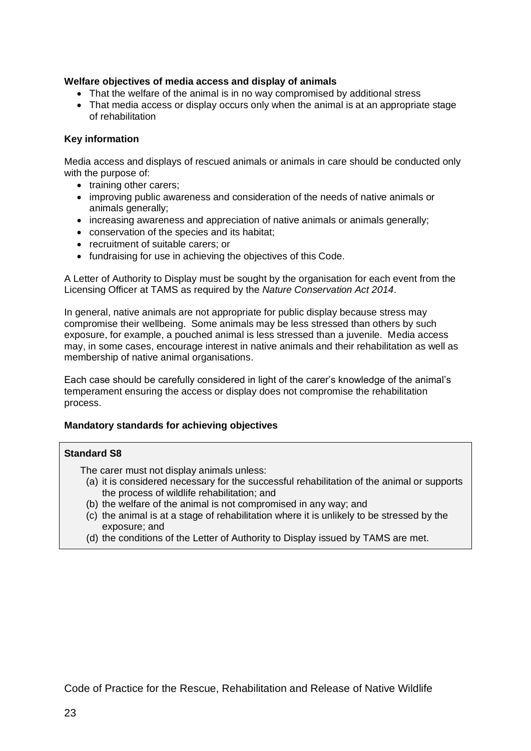**Welfare objectives of media access and display of animals**

- That the welfare of the animal is in no way compromised by additional stress
- That media access or display occurs only when the animal is at an appropriate stage of rehabilitation

**Key information**

Media access and displays of rescued animals or animals in care should be conducted only with the purpose of:

- training other carers;
- improving public awareness and consideration of the needs of native animals or animals generally;
- increasing awareness and appreciation of native animals or animals generally;
- conservation of the species and its habitat;
- recruitment of suitable carers; or
- fundraising for use in achieving the objectives of this Code.

A Letter of Authority to Display must be sought by the organisation for each event from the Licensing Officer at TAMS as required by the *Nature Conservation Act 2014*.

In general, native animals are not appropriate for public display because stress may compromise their wellbeing. Some animals may be less stressed than others by such exposure, for example, a pouched animal is less stressed than a juvenile. Media access may, in some cases, encourage interest in native animals and their rehabilitation as well as membership of native animal organisations.

Each case should be carefully considered in light of the carer's knowledge of the animal's temperament ensuring the access or display does not compromise the rehabilitation process.

**Mandatory standards for achieving objectives**

**Standard S8**

The carer must not display animals unless:

(a) it is considered necessary for the successful rehabilitation of the animal or supports the process of wildlife rehabilitation; and
(b) the welfare of the animal is not compromised in any way; and
(c) the animal is at a stage of rehabilitation where it is unlikely to be stressed by the exposure; and
(d) the conditions of the Letter of Authority to Display issued by TAMS are met.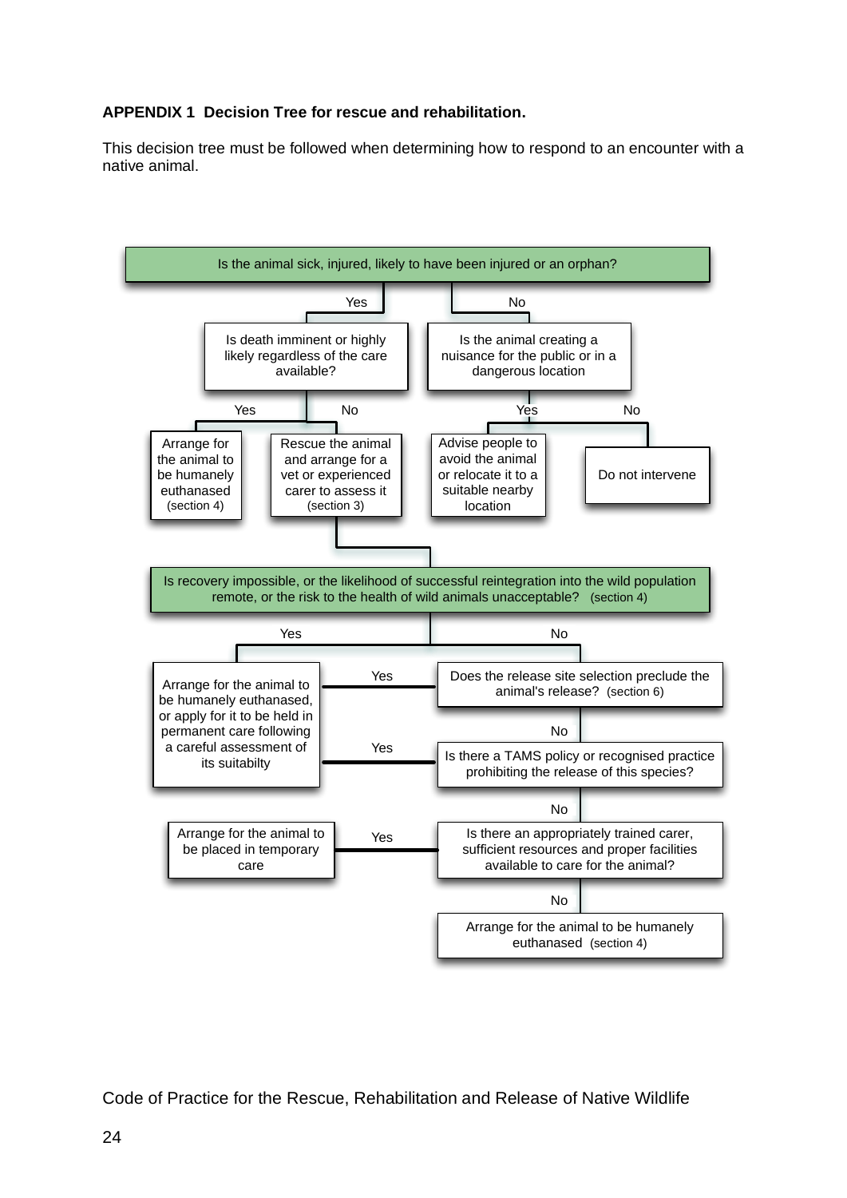**APPENDIX 1 Decision Tree for rescue and rehabilitation.**

This decision tree must be followed when determining how to respond to an encounter with a native animal.

Is the animal sick, injured, likely to have been injured or an orphan?

- **Yes** → Is death imminent or highly likely regardless of the care available?
  - **Yes** → Arrange for the animal to be humanely euthanased (section 4)
  - **No** → Rescue the animal and arrange for a vet or experienced carer to assess it (section 3)
    - → Is recovery impossible, or the likelihood of successful reintegration into the wild population remote, or the risk to the health of wild animals unacceptable? (section 4)
      - **Yes** → Arrange for the animal to be humanely euthanased, or apply for it to be held in permanent care following a careful assessment of its suitabilty
      - **No** → Does the release site selection preclude the animal's release? (section 6)
        - **Yes** → Arrange for the animal to be humanely euthanased, or apply for it to be held in permanent care following a careful assessment of its suitabilty
        - **No** → Is there a TAMS policy or recognised practice prohibiting the release of this species?
          - **Yes** → Arrange for the animal to be humanely euthanased, or apply for it to be held in permanent care following a careful assessment of its suitabilty
          - **No** → Is there an appropriately trained carer, sufficient resources and proper facilities available to care for the animal?
            - **Yes** → Arrange for the animal to be placed in temporary care
            - **No** → Arrange for the animal to be humanely euthanased (section 4)
- **No** → Is the animal creating a nuisance for the public or in a dangerous location
  - **Yes** → Advise people to avoid the animal or relocate it to a suitable nearby location
  - **No** → Do not intervene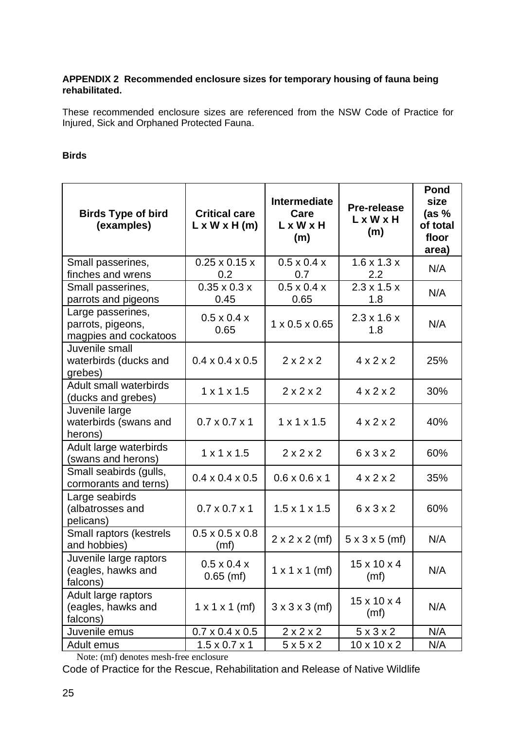**APPENDIX 2 Recommended enclosure sizes for temporary housing of fauna being rehabilitated.**

These recommended enclosure sizes are referenced from the NSW Code of Practice for Injured, Sick and Orphaned Protected Fauna.

**Birds**

| Birds Type of bird (examples) | Critical care L x W x H (m) | Intermediate Care L x W x H (m) | Pre-release L x W x H (m) | Pond size (as % of total floor area) |
|---|---|---|---|---|
| Small passerines, finches and wrens | 0.25 x 0.15 x 0.2 | 0.5 x 0.4 x 0.7 | 1.6 x 1.3 x 2.2 | N/A |
| Small passerines, parrots and pigeons | 0.35 x 0.3 x 0.45 | 0.5 x 0.4 x 0.65 | 2.3 x 1.5 x 1.8 | N/A |
| Large passerines, parrots, pigeons, magpies and cockatoos | 0.5 x 0.4 x 0.65 | 1 x 0.5 x 0.65 | 2.3 x 1.6 x 1.8 | N/A |
| Juvenile small waterbirds (ducks and grebes) | 0.4 x 0.4 x 0.5 | 2 x 2 x 2 | 4 x 2 x 2 | 25% |
| Adult small waterbirds (ducks and grebes) | 1 x 1 x 1.5 | 2 x 2 x 2 | 4 x 2 x 2 | 30% |
| Juvenile large waterbirds (swans and herons) | 0.7 x 0.7 x 1 | 1 x 1 x 1.5 | 4 x 2 x 2 | 40% |
| Adult large waterbirds (swans and herons) | 1 x 1 x 1.5 | 2 x 2 x 2 | 6 x 3 x 2 | 60% |
| Small seabirds (gulls, cormorants and terns) | 0.4 x 0.4 x 0.5 | 0.6 x 0.6 x 1 | 4 x 2 x 2 | 35% |
| Large seabirds (albatrosses and pelicans) | 0.7 x 0.7 x 1 | 1.5 x 1 x 1.5 | 6 x 3 x 2 | 60% |
| Small raptors (kestrels and hobbies) | 0.5 x 0.5 x 0.8 (mf) | 2 x 2 x 2 (mf) | 5 x 3 x 5 (mf) | N/A |
| Juvenile large raptors (eagles, hawks and falcons) | 0.5 x 0.4 x 0.65 (mf) | 1 x 1 x 1 (mf) | 15 x 10 x 4 (mf) | N/A |
| Adult large raptors (eagles, hawks and falcons) | 1 x 1 x 1 (mf) | 3 x 3 x 3 (mf) | 15 x 10 x 4 (mf) | N/A |
| Juvenile emus | 0.7 x 0.4 x 0.5 | 2 x 2 x 2 | 5 x 3 x 2 | N/A |
| Adult emus | 1.5 x 0.7 x 1 | 5 x 5 x 2 | 10 x 10 x 2 | N/A |

Note: (mf) denotes mesh-free enclosure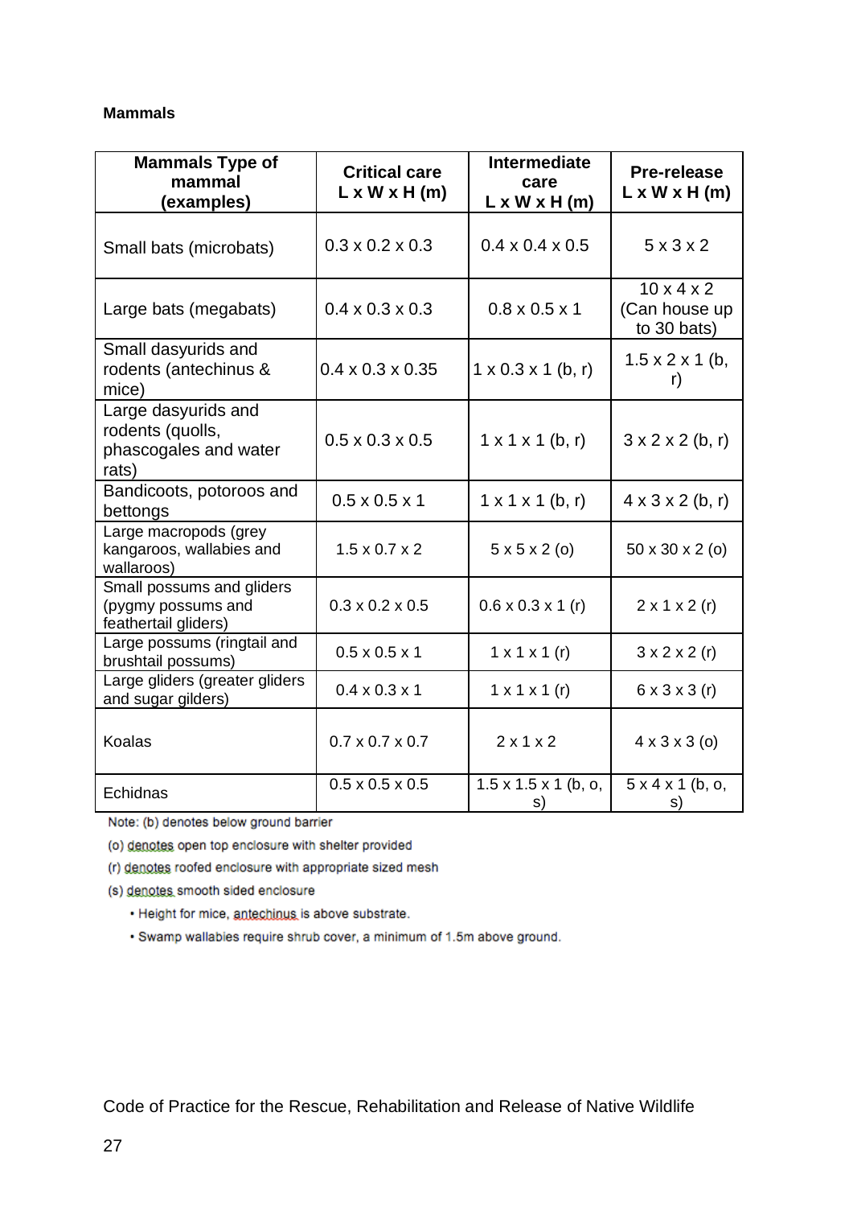**Mammals**

| Mammals Type of mammal (examples) | Critical care L x W x H (m) | Intermediate care L x W x H (m) | Pre-release L x W x H (m) |
|---|---|---|---|
| Small bats (microbats) | 0.3 x 0.2 x 0.3 | 0.4 x 0.4 x 0.5 | 5 x 3 x 2 |
| Large bats (megabats) | 0.4 x 0.3 x 0.3 | 0.8 x 0.5 x 1 | 10 x 4 x 2 (Can house up to 30 bats) |
| Small dasyurids and rodents (antechinus & mice) | 0.4 x 0.3 x 0.35 | 1 x 0.3 x 1 (b, r) | 1.5 x 2 x 1 (b, r) |
| Large dasyurids and rodents (quolls, phascogales and water rats) | 0.5 x 0.3 x 0.5 | 1 x 1 x 1 (b, r) | 3 x 2 x 2 (b, r) |
| Bandicoots, potoroos and bettongs | 0.5 x 0.5 x 1 | 1 x 1 x 1 (b, r) | 4 x 3 x 2 (b, r) |
| Large macropods (grey kangaroos, wallabies and wallaroos) | 1.5 x 0.7 x 2 | 5 x 5 x 2 (o) | 50 x 30 x 2 (o) |
| Small possums and gliders (pygmy possums and feathertail gliders) | 0.3 x 0.2 x 0.5 | 0.6 x 0.3 x 1 (r) | 2 x 1 x 2 (r) |
| Large possums (ringtail and brushtail possums) | 0.5 x 0.5 x 1 | 1 x 1 x 1 (r) | 3 x 2 x 2 (r) |
| Large gliders (greater gliders and sugar gilders) | 0.4 x 0.3 x 1 | 1 x 1 x 1 (r) | 6 x 3 x 3 (r) |
| Koalas | 0.7 x 0.7 x 0.7 | 2 x 1 x 2 | 4 x 3 x 3 (o) |
| Echidnas | 0.5 x 0.5 x 0.5 | 1.5 x 1.5 x 1 (b, o, s) | 5 x 4 x 1 (b, o, s) |

Note: (b) denotes below ground barrier

(o) denotes open top enclosure with shelter provided

(r) denotes roofed enclosure with appropriate sized mesh

(s) denotes smooth sided enclosure

- Height for mice, antechinus is above substrate.
- Swamp wallabies require shrub cover, a minimum of 1.5m above ground.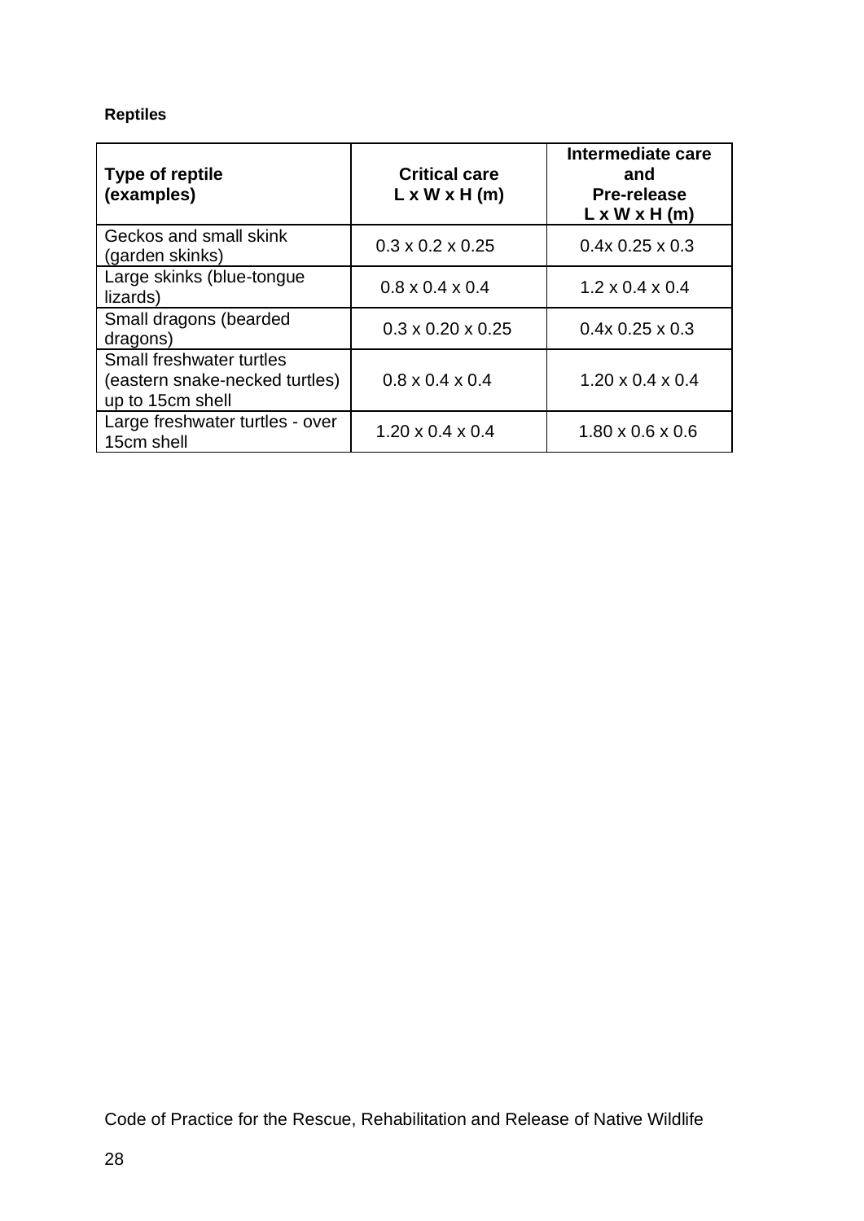**Reptiles**

| Type of reptile (examples) | Critical care L x W x H (m) | Intermediate care and Pre-release L x W x H (m) |
|---|---|---|
| Geckos and small skink (garden skinks) | 0.3 x 0.2 x 0.25 | 0.4x 0.25 x 0.3 |
| Large skinks (blue-tongue lizards) | 0.8 x 0.4 x 0.4 | 1.2 x 0.4 x 0.4 |
| Small dragons (bearded dragons) | 0.3 x 0.20 x 0.25 | 0.4x 0.25 x 0.3 |
| Small freshwater turtles (eastern snake-necked turtles) up to 15cm shell | 0.8 x 0.4 x 0.4 | 1.20 x 0.4 x 0.4 |
| Large freshwater turtles - over 15cm shell | 1.20 x 0.4 x 0.4 | 1.80 x 0.6 x 0.6 |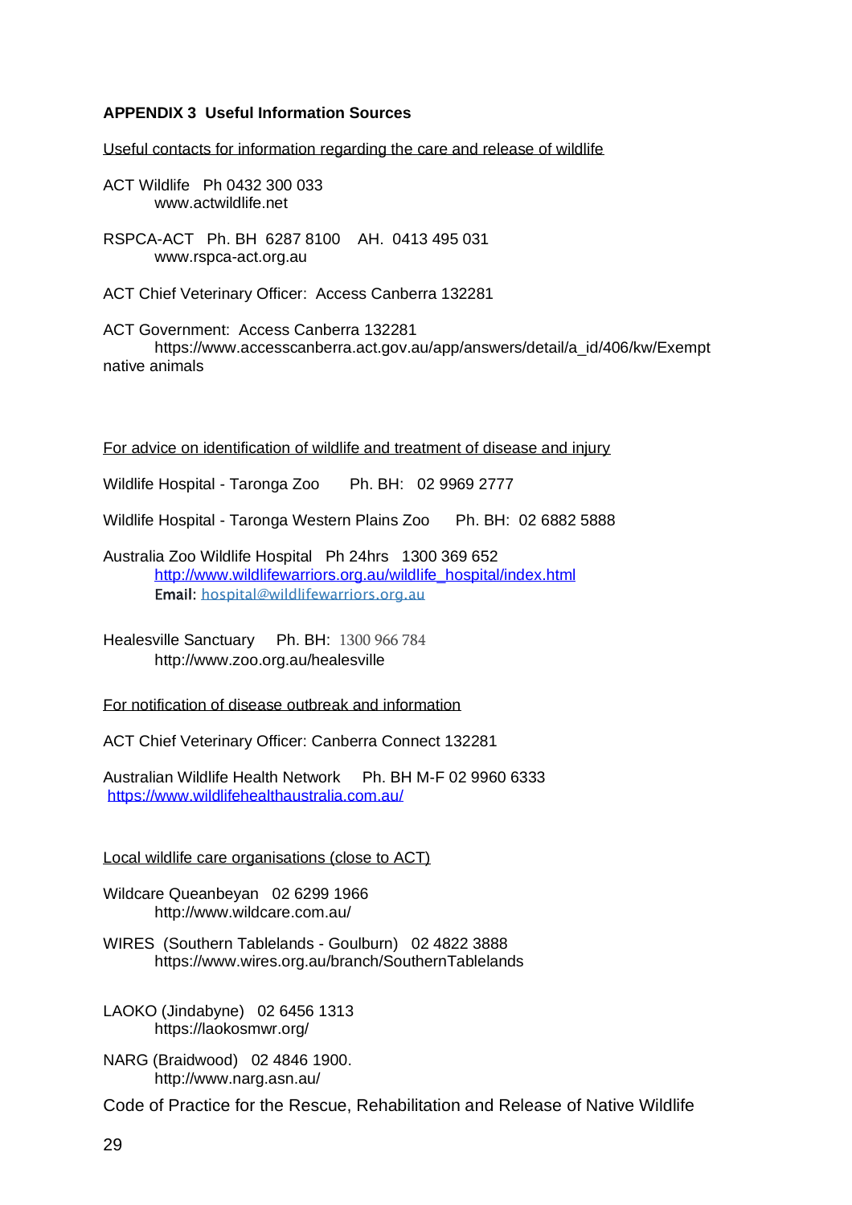## APPENDIX 3 Useful Information Sources

Useful contacts for information regarding the care and release of wildlife

ACT Wildlife Ph 0432 300 033
www.actwildlife.net

RSPCA-ACT Ph. BH 6287 8100 AH. 0413 495 031
www.rspca-act.org.au

ACT Chief Veterinary Officer: Access Canberra 132281

ACT Government: Access Canberra 132281
https://www.accesscanberra.act.gov.au/app/answers/detail/a_id/406/kw/Exempt native animals

For advice on identification of wildlife and treatment of disease and injury

Wildlife Hospital - Taronga Zoo Ph. BH: 02 9969 2777

Wildlife Hospital - Taronga Western Plains Zoo Ph. BH: 02 6882 5888

Australia Zoo Wildlife Hospital Ph 24hrs 1300 369 652
http://www.wildlifewarriors.org.au/wildlife_hospital/index.html
**Email:** hospital@wildlifewarriors.org.au

Healesville Sanctuary Ph. BH: 1300 966 784
http://www.zoo.org.au/healesville

For notification of disease outbreak and information

ACT Chief Veterinary Officer: Canberra Connect 132281

Australian Wildlife Health Network Ph. BH M-F 02 9960 6333
https://www.wildlifehealthaustralia.com.au/

Local wildlife care organisations (close to ACT)

Wildcare Queanbeyan 02 6299 1966
http://www.wildcare.com.au/

WIRES (Southern Tablelands - Goulburn) 02 4822 3888
https://www.wires.org.au/branch/SouthernTablelands

LAOKO (Jindabyne) 02 6456 1313
https://laokosmwr.org/

NARG (Braidwood) 02 4846 1900.
http://www.narg.asn.au/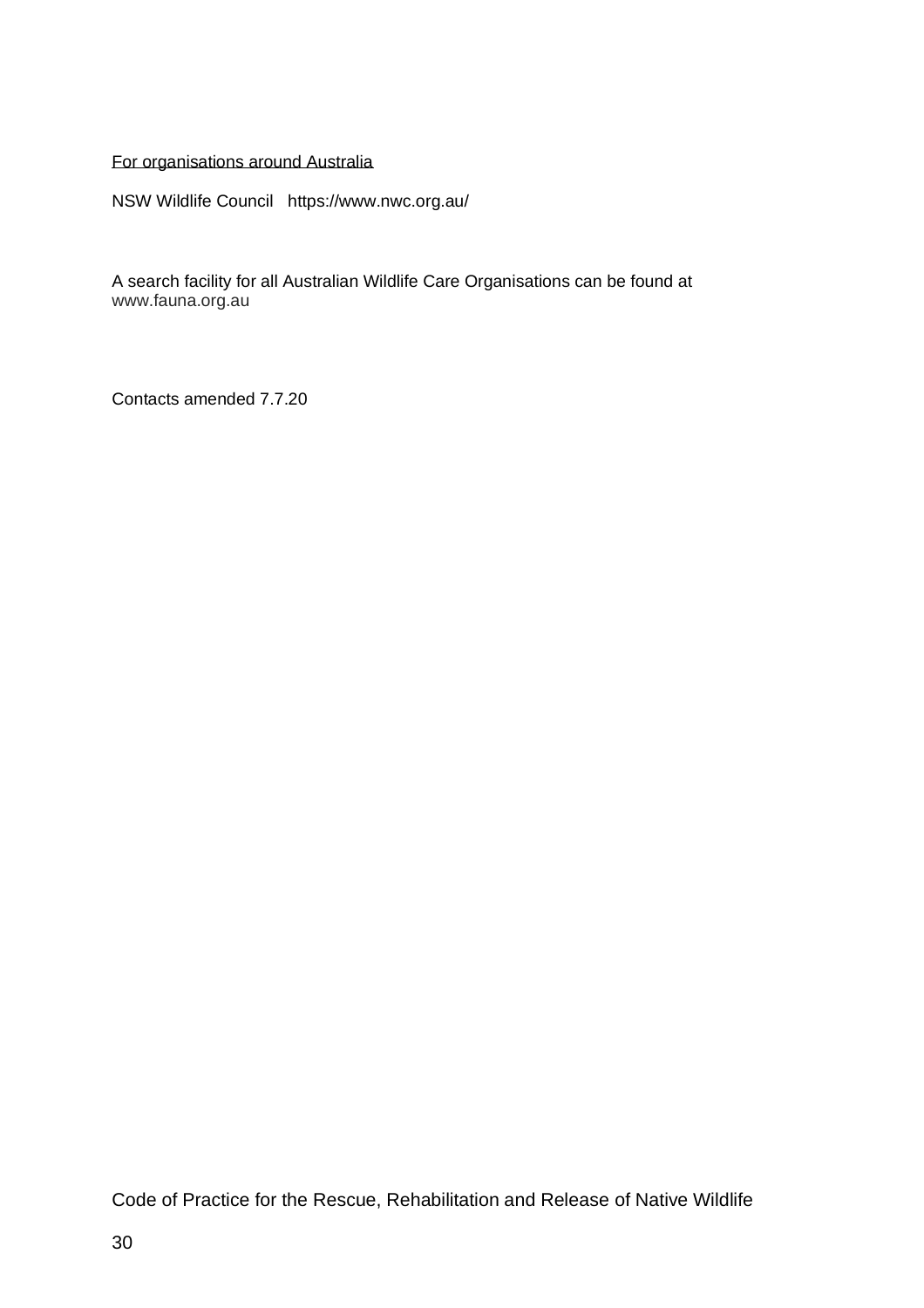For organisations around Australia

NSW Wildlife Council   https://www.nwc.org.au/

A search facility for all Australian Wildlife Care Organisations can be found at www.fauna.org.au

Contacts amended 7.7.20